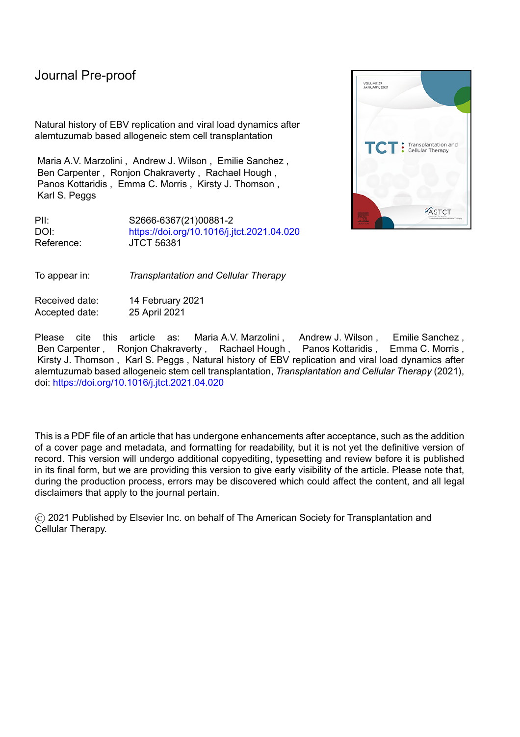Journal Pre-proof

Natural history of EBV replication and viral load dynamics after alemtuzumab based allogeneic stem cell transplantation

Maria A.V. Marzolini , Andrew J. Wilson , Emilie Sanchez , Ben Carpenter , Ronjon Chakraverty , Rachael Hough , Panos Kottaridis , Emma C. Morris , Kirsty J. Thomson , Karl S. Peggs

PII: S2666-6367(21)00881-2
DOI: https://doi.org/10.1016/j.jtct.2021.04.020
Reference: JTCT 56381

To appear in: *Transplantation and Cellular Therapy*

Received date: 14 February 2021
Accepted date: 25 April 2021

Please cite this article as: Maria A.V. Marzolini , Andrew J. Wilson , Emilie Sanchez , Ben Carpenter , Ronjon Chakraverty , Rachael Hough , Panos Kottaridis , Emma C. Morris , Kirsty J. Thomson , Karl S. Peggs , Natural history of EBV replication and viral load dynamics after alemtuzumab based allogeneic stem cell transplantation, *Transplantation and Cellular Therapy* (2021), doi: https://doi.org/10.1016/j.jtct.2021.04.020

This is a PDF file of an article that has undergone enhancements after acceptance, such as the addition of a cover page and metadata, and formatting for readability, but it is not yet the definitive version of record. This version will undergo additional copyediting, typesetting and review before it is published in its final form, but we are providing this version to give early visibility of the article. Please note that, during the production process, errors may be discovered which could affect the content, and all legal disclaimers that apply to the journal pertain.

© 2021 Published by Elsevier Inc. on behalf of The American Society for Transplantation and Cellular Therapy.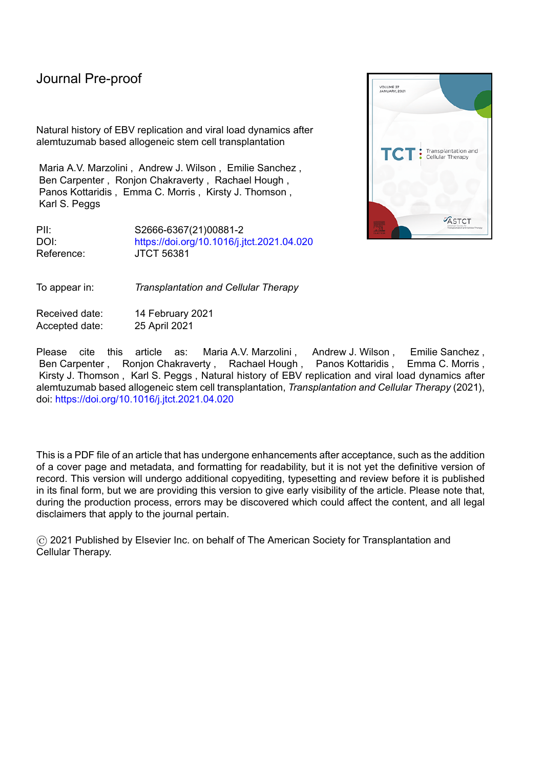Journal Pre-proof

Natural history of EBV replication and viral load dynamics after alemtuzumab based allogeneic stem cell transplantation

Maria A.V. Marzolini , Andrew J. Wilson , Emilie Sanchez , Ben Carpenter , Ronjon Chakraverty , Rachael Hough , Panos Kottaridis , Emma C. Morris , Kirsty J. Thomson , Karl S. Peggs

PII: S2666-6367(21)00881-2
DOI: https://doi.org/10.1016/j.jtct.2021.04.020
Reference: JTCT 56381

To appear in: *Transplantation and Cellular Therapy*

Received date: 14 February 2021
Accepted date: 25 April 2021

Please cite this article as: Maria A.V. Marzolini , Andrew J. Wilson , Emilie Sanchez , Ben Carpenter , Ronjon Chakraverty , Rachael Hough , Panos Kottaridis , Emma C. Morris , Kirsty J. Thomson , Karl S. Peggs , Natural history of EBV replication and viral load dynamics after alemtuzumab based allogeneic stem cell transplantation, *Transplantation and Cellular Therapy* (2021), doi: https://doi.org/10.1016/j.jtct.2021.04.020

This is a PDF file of an article that has undergone enhancements after acceptance, such as the addition of a cover page and metadata, and formatting for readability, but it is not yet the definitive version of record. This version will undergo additional copyediting, typesetting and review before it is published in its final form, but we are providing this version to give early visibility of the article. Please note that, during the production process, errors may be discovered which could affect the content, and all legal disclaimers that apply to the journal pertain.

© 2021 Published by Elsevier Inc. on behalf of The American Society for Transplantation and Cellular Therapy.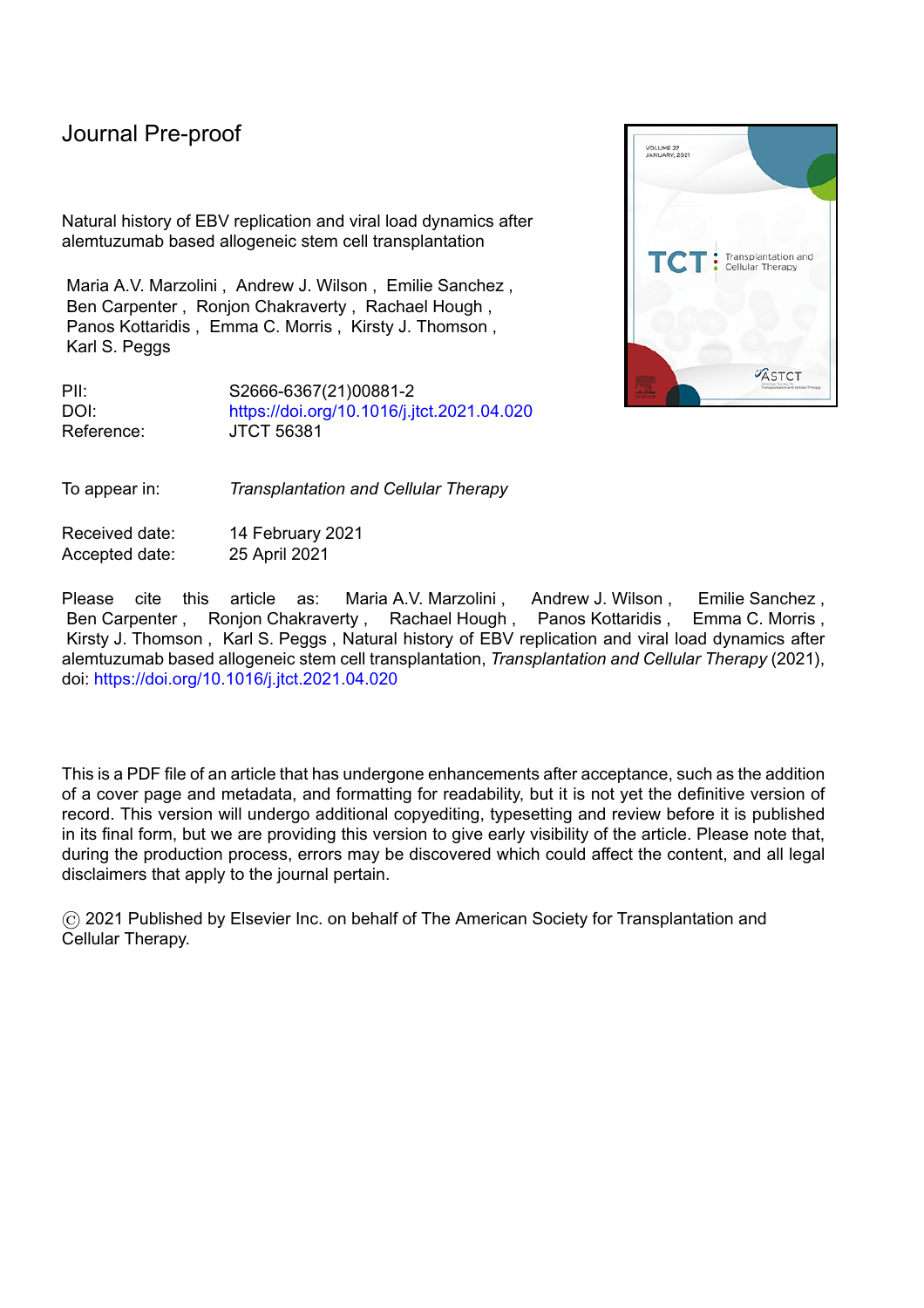Journal Pre-proof

Natural history of EBV replication and viral load dynamics after alemtuzumab based allogeneic stem cell transplantation

Maria A.V. Marzolini , Andrew J. Wilson , Emilie Sanchez , Ben Carpenter , Ronjon Chakraverty , Rachael Hough , Panos Kottaridis , Emma C. Morris , Kirsty J. Thomson , Karl S. Peggs

PII: S2666-6367(21)00881-2
DOI: https://doi.org/10.1016/j.jtct.2021.04.020
Reference: JTCT 56381

To appear in: *Transplantation and Cellular Therapy*

Received date: 14 February 2021
Accepted date: 25 April 2021

Please cite this article as: Maria A.V. Marzolini , Andrew J. Wilson , Emilie Sanchez , Ben Carpenter , Ronjon Chakraverty , Rachael Hough , Panos Kottaridis , Emma C. Morris , Kirsty J. Thomson , Karl S. Peggs , Natural history of EBV replication and viral load dynamics after alemtuzumab based allogeneic stem cell transplantation, *Transplantation and Cellular Therapy* (2021), doi: https://doi.org/10.1016/j.jtct.2021.04.020

This is a PDF file of an article that has undergone enhancements after acceptance, such as the addition of a cover page and metadata, and formatting for readability, but it is not yet the definitive version of record. This version will undergo additional copyediting, typesetting and review before it is published in its final form, but we are providing this version to give early visibility of the article. Please note that, during the production process, errors may be discovered which could affect the content, and all legal disclaimers that apply to the journal pertain.

© 2021 Published by Elsevier Inc. on behalf of The American Society for Transplantation and Cellular Therapy.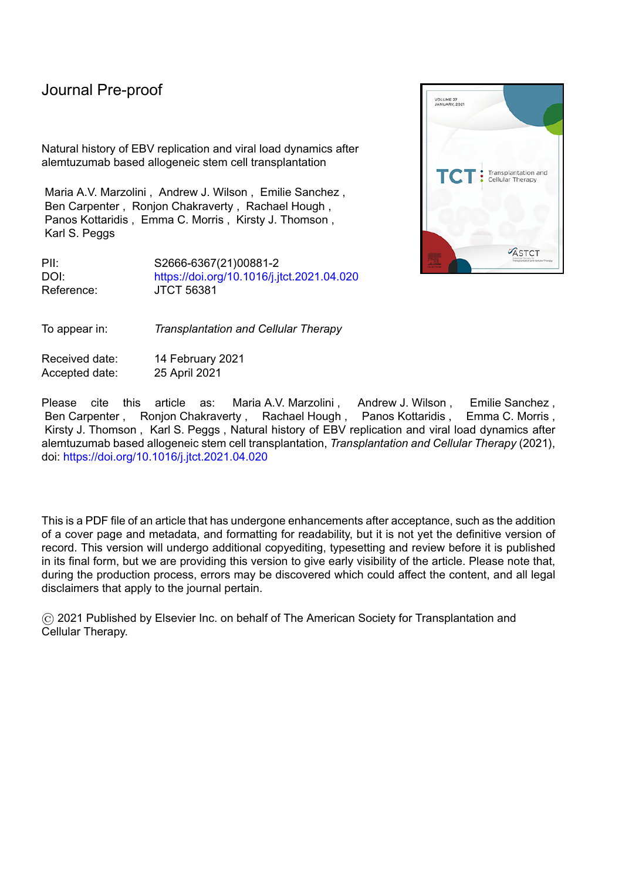Journal Pre-proof

Natural history of EBV replication and viral load dynamics after alemtuzumab based allogeneic stem cell transplantation

Maria A.V. Marzolini , Andrew J. Wilson , Emilie Sanchez , Ben Carpenter , Ronjon Chakraverty , Rachael Hough , Panos Kottaridis , Emma C. Morris , Kirsty J. Thomson , Karl S. Peggs

PII: S2666-6367(21)00881-2
DOI: https://doi.org/10.1016/j.jtct.2021.04.020
Reference: JTCT 56381

To appear in: *Transplantation and Cellular Therapy*

Received date: 14 February 2021
Accepted date: 25 April 2021

Please cite this article as: Maria A.V. Marzolini , Andrew J. Wilson , Emilie Sanchez , Ben Carpenter , Ronjon Chakraverty , Rachael Hough , Panos Kottaridis , Emma C. Morris , Kirsty J. Thomson , Karl S. Peggs , Natural history of EBV replication and viral load dynamics after alemtuzumab based allogeneic stem cell transplantation, *Transplantation and Cellular Therapy* (2021), doi: https://doi.org/10.1016/j.jtct.2021.04.020

This is a PDF file of an article that has undergone enhancements after acceptance, such as the addition of a cover page and metadata, and formatting for readability, but it is not yet the definitive version of record. This version will undergo additional copyediting, typesetting and review before it is published in its final form, but we are providing this version to give early visibility of the article. Please note that, during the production process, errors may be discovered which could affect the content, and all legal disclaimers that apply to the journal pertain.

© 2021 Published by Elsevier Inc. on behalf of The American Society for Transplantation and Cellular Therapy.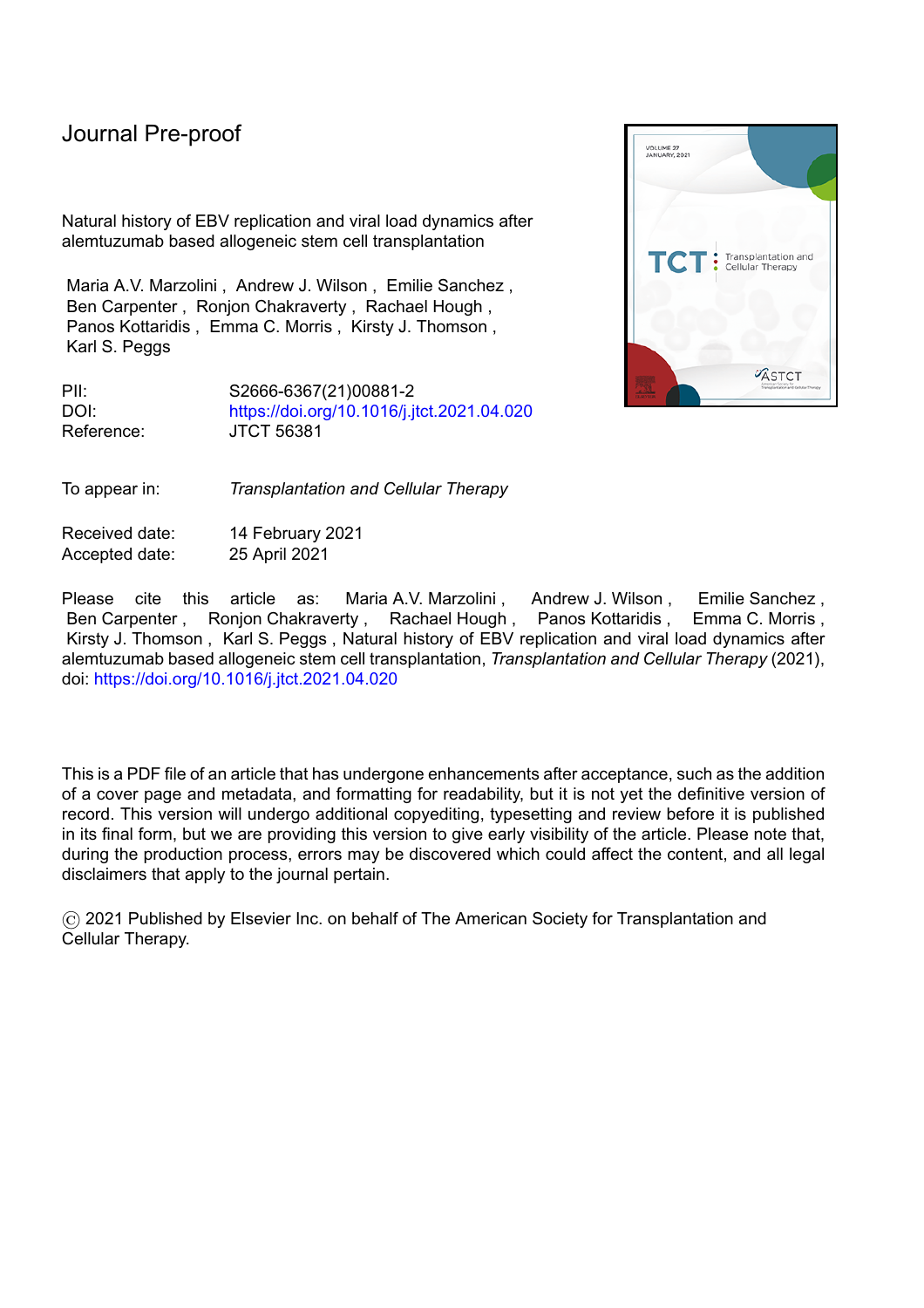Journal Pre-proof

Natural history of EBV replication and viral load dynamics after alemtuzumab based allogeneic stem cell transplantation

Maria A.V. Marzolini , Andrew J. Wilson , Emilie Sanchez , Ben Carpenter , Ronjon Chakraverty , Rachael Hough , Panos Kottaridis , Emma C. Morris , Kirsty J. Thomson , Karl S. Peggs

PII: S2666-6367(21)00881-2
DOI: https://doi.org/10.1016/j.jtct.2021.04.020
Reference: JTCT 56381

To appear in: *Transplantation and Cellular Therapy*

Received date: 14 February 2021
Accepted date: 25 April 2021

Please cite this article as: Maria A.V. Marzolini , Andrew J. Wilson , Emilie Sanchez , Ben Carpenter , Ronjon Chakraverty , Rachael Hough , Panos Kottaridis , Emma C. Morris , Kirsty J. Thomson , Karl S. Peggs , Natural history of EBV replication and viral load dynamics after alemtuzumab based allogeneic stem cell transplantation, *Transplantation and Cellular Therapy* (2021), doi: https://doi.org/10.1016/j.jtct.2021.04.020

This is a PDF file of an article that has undergone enhancements after acceptance, such as the addition of a cover page and metadata, and formatting for readability, but it is not yet the definitive version of record. This version will undergo additional copyediting, typesetting and review before it is published in its final form, but we are providing this version to give early visibility of the article. Please note that, during the production process, errors may be discovered which could affect the content, and all legal disclaimers that apply to the journal pertain.

© 2021 Published by Elsevier Inc. on behalf of The American Society for Transplantation and Cellular Therapy.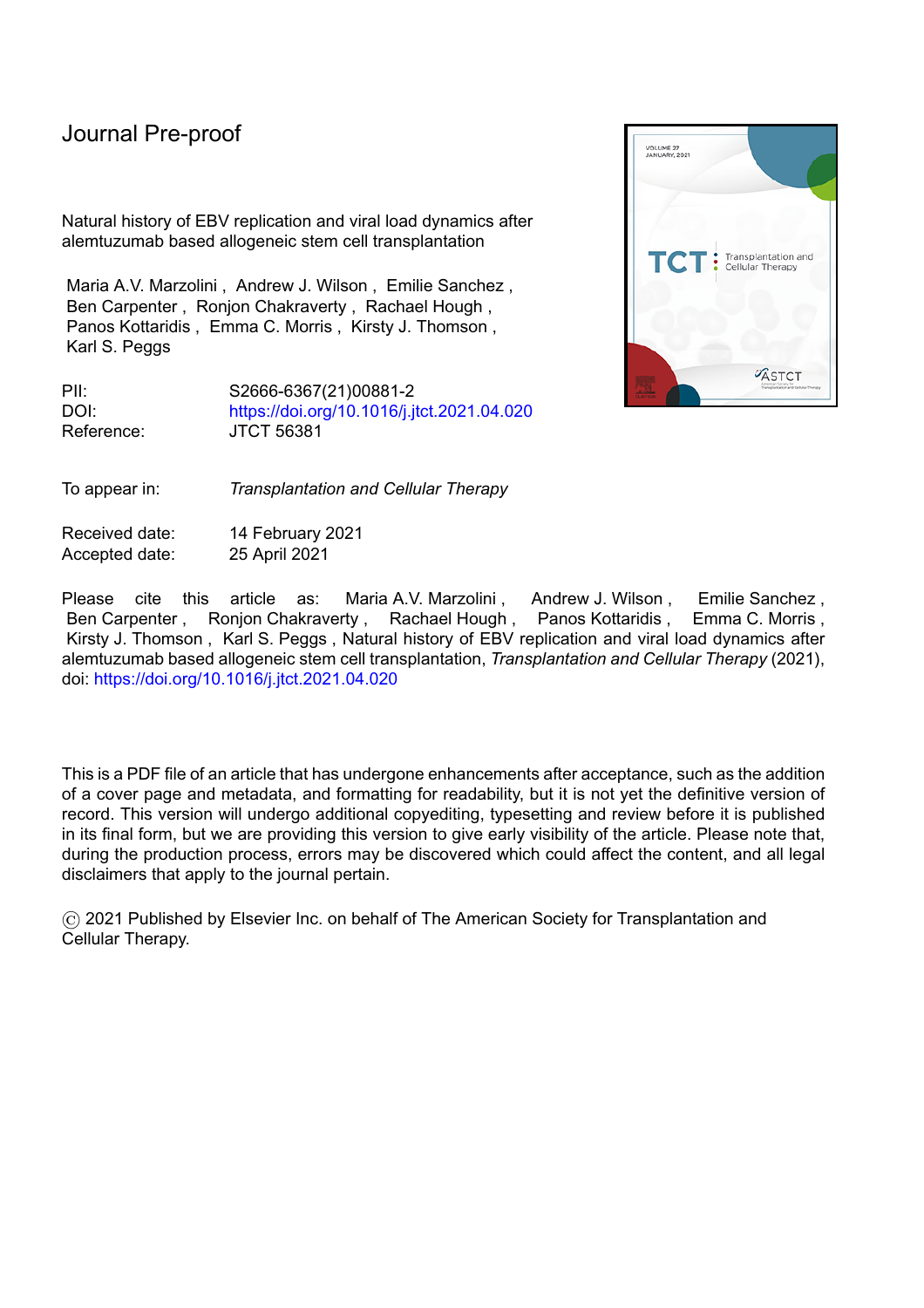Journal Pre-proof

Natural history of EBV replication and viral load dynamics after alemtuzumab based allogeneic stem cell transplantation

Maria A.V. Marzolini , Andrew J. Wilson , Emilie Sanchez , Ben Carpenter , Ronjon Chakraverty , Rachael Hough , Panos Kottaridis , Emma C. Morris , Kirsty J. Thomson , Karl S. Peggs

PII: S2666-6367(21)00881-2
DOI: https://doi.org/10.1016/j.jtct.2021.04.020
Reference: JTCT 56381

To appear in: *Transplantation and Cellular Therapy*

Received date: 14 February 2021
Accepted date: 25 April 2021

Please cite this article as: Maria A.V. Marzolini , Andrew J. Wilson , Emilie Sanchez , Ben Carpenter , Ronjon Chakraverty , Rachael Hough , Panos Kottaridis , Emma C. Morris , Kirsty J. Thomson , Karl S. Peggs , Natural history of EBV replication and viral load dynamics after alemtuzumab based allogeneic stem cell transplantation, *Transplantation and Cellular Therapy* (2021), doi: https://doi.org/10.1016/j.jtct.2021.04.020

This is a PDF file of an article that has undergone enhancements after acceptance, such as the addition of a cover page and metadata, and formatting for readability, but it is not yet the definitive version of record. This version will undergo additional copyediting, typesetting and review before it is published in its final form, but we are providing this version to give early visibility of the article. Please note that, during the production process, errors may be discovered which could affect the content, and all legal disclaimers that apply to the journal pertain.

© 2021 Published by Elsevier Inc. on behalf of The American Society for Transplantation and Cellular Therapy.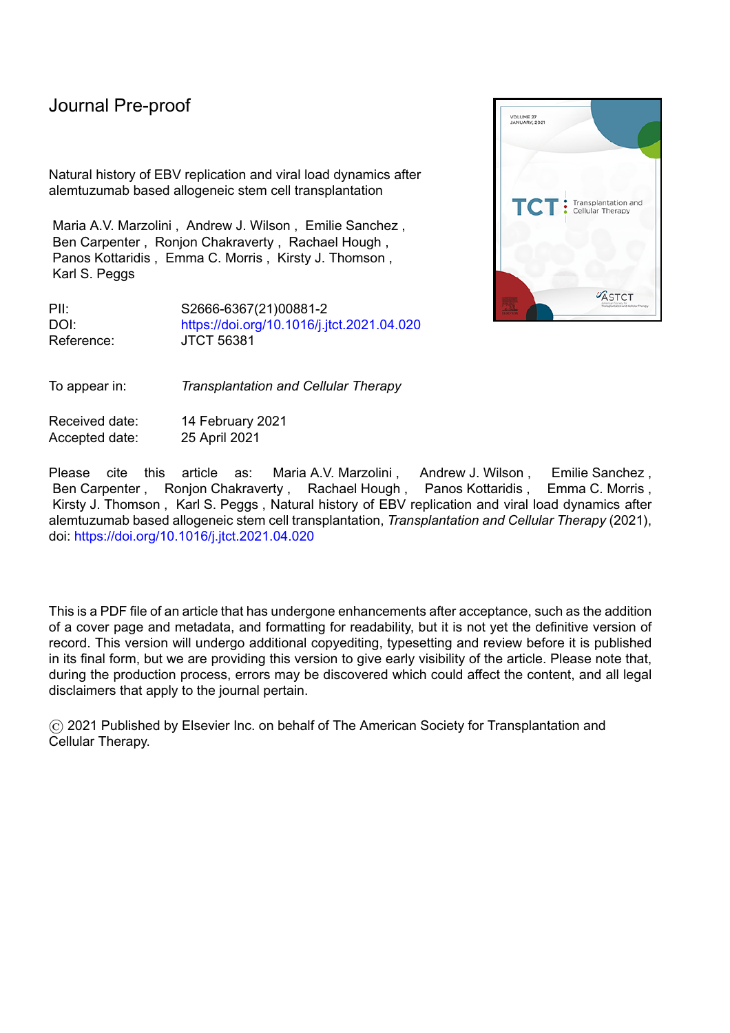Journal Pre-proof

Natural history of EBV replication and viral load dynamics after alemtuzumab based allogeneic stem cell transplantation

Maria A.V. Marzolini , Andrew J. Wilson , Emilie Sanchez , Ben Carpenter , Ronjon Chakraverty , Rachael Hough , Panos Kottaridis , Emma C. Morris , Kirsty J. Thomson , Karl S. Peggs

PII: S2666-6367(21)00881-2
DOI: https://doi.org/10.1016/j.jtct.2021.04.020
Reference: JTCT 56381

To appear in: *Transplantation and Cellular Therapy*

Received date: 14 February 2021
Accepted date: 25 April 2021

Please cite this article as: Maria A.V. Marzolini , Andrew J. Wilson , Emilie Sanchez , Ben Carpenter , Ronjon Chakraverty , Rachael Hough , Panos Kottaridis , Emma C. Morris , Kirsty J. Thomson , Karl S. Peggs , Natural history of EBV replication and viral load dynamics after alemtuzumab based allogeneic stem cell transplantation, *Transplantation and Cellular Therapy* (2021), doi: https://doi.org/10.1016/j.jtct.2021.04.020

This is a PDF file of an article that has undergone enhancements after acceptance, such as the addition of a cover page and metadata, and formatting for readability, but it is not yet the definitive version of record. This version will undergo additional copyediting, typesetting and review before it is published in its final form, but we are providing this version to give early visibility of the article. Please note that, during the production process, errors may be discovered which could affect the content, and all legal disclaimers that apply to the journal pertain.

© 2021 Published by Elsevier Inc. on behalf of The American Society for Transplantation and Cellular Therapy.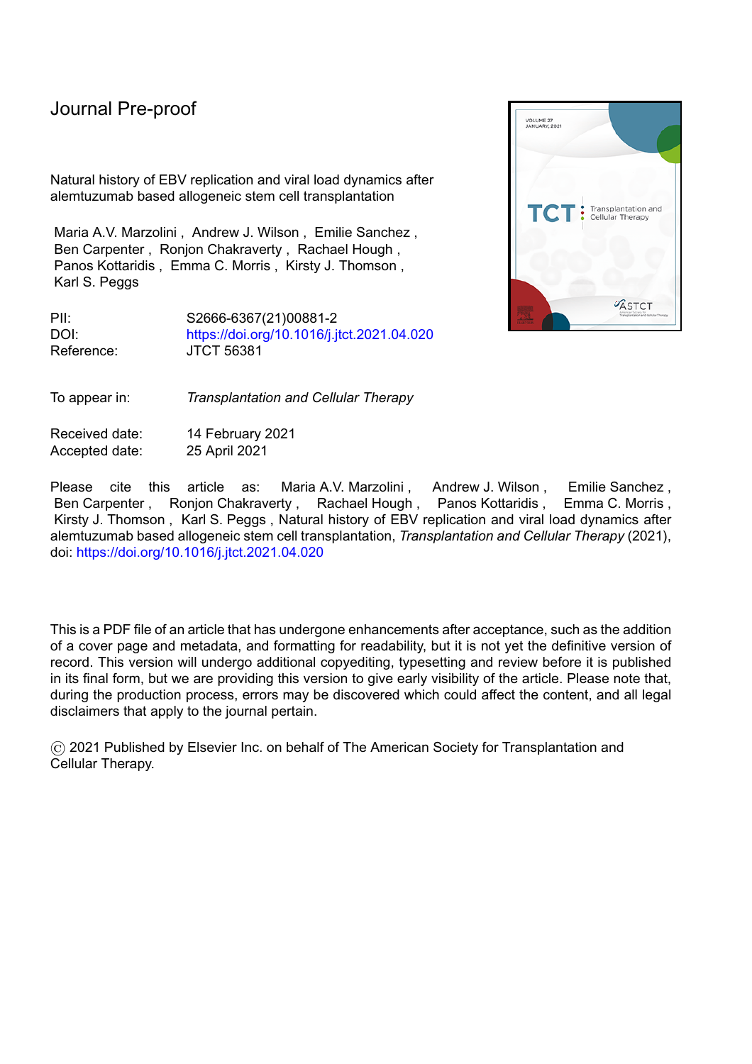Journal Pre-proof

Natural history of EBV replication and viral load dynamics after alemtuzumab based allogeneic stem cell transplantation

Maria A.V. Marzolini , Andrew J. Wilson , Emilie Sanchez , Ben Carpenter , Ronjon Chakraverty , Rachael Hough , Panos Kottaridis , Emma C. Morris , Kirsty J. Thomson , Karl S. Peggs

PII: S2666-6367(21)00881-2
DOI: https://doi.org/10.1016/j.jtct.2021.04.020
Reference: JTCT 56381

To appear in: *Transplantation and Cellular Therapy*

Received date: 14 February 2021
Accepted date: 25 April 2021

Please cite this article as: Maria A.V. Marzolini , Andrew J. Wilson , Emilie Sanchez , Ben Carpenter , Ronjon Chakraverty , Rachael Hough , Panos Kottaridis , Emma C. Morris , Kirsty J. Thomson , Karl S. Peggs , Natural history of EBV replication and viral load dynamics after alemtuzumab based allogeneic stem cell transplantation, *Transplantation and Cellular Therapy* (2021), doi: https://doi.org/10.1016/j.jtct.2021.04.020

This is a PDF file of an article that has undergone enhancements after acceptance, such as the addition of a cover page and metadata, and formatting for readability, but it is not yet the definitive version of record. This version will undergo additional copyediting, typesetting and review before it is published in its final form, but we are providing this version to give early visibility of the article. Please note that, during the production process, errors may be discovered which could affect the content, and all legal disclaimers that apply to the journal pertain.

© 2021 Published by Elsevier Inc. on behalf of The American Society for Transplantation and Cellular Therapy.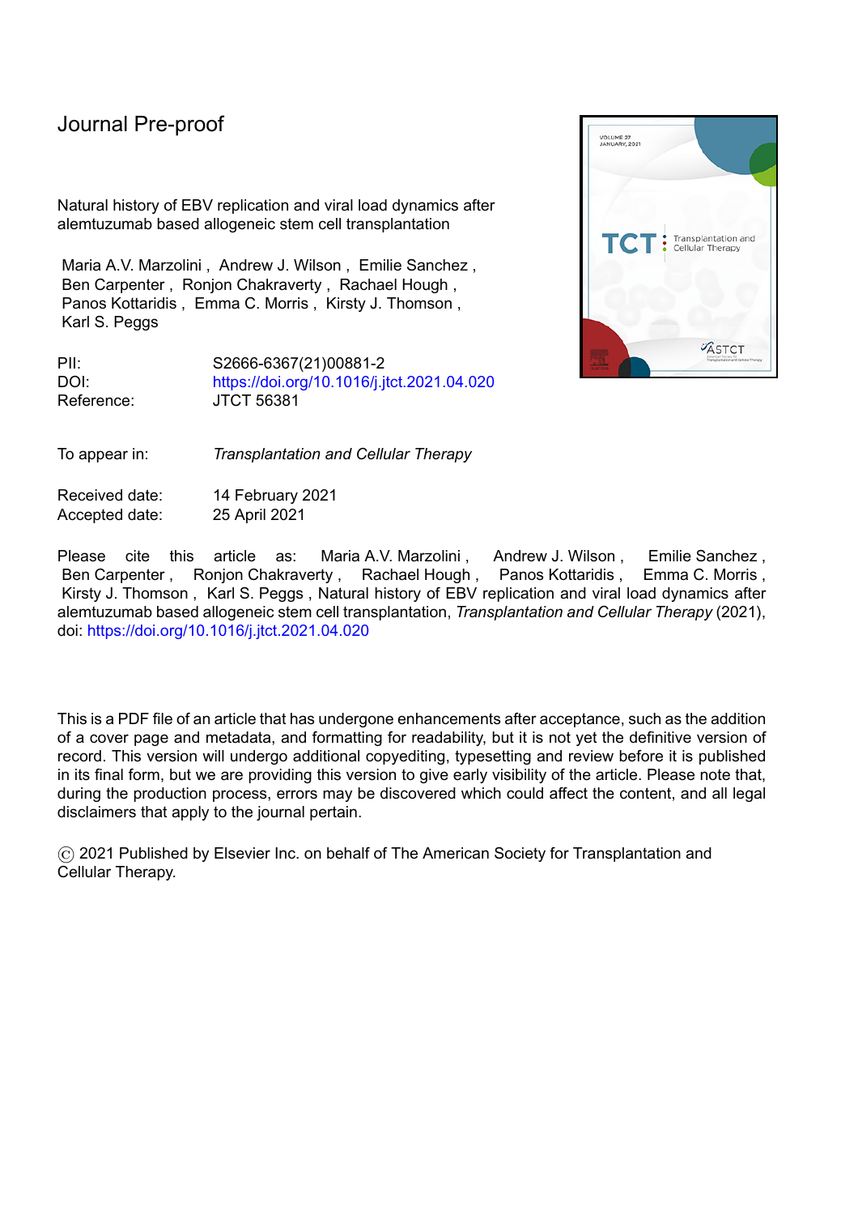Journal Pre-proof

Natural history of EBV replication and viral load dynamics after alemtuzumab based allogeneic stem cell transplantation

Maria A.V. Marzolini , Andrew J. Wilson , Emilie Sanchez , Ben Carpenter , Ronjon Chakraverty , Rachael Hough , Panos Kottaridis , Emma C. Morris , Kirsty J. Thomson , Karl S. Peggs

| | |
|---|---|
| PII: | S2666-6367(21)00881-2 |
| DOI: | https://doi.org/10.1016/j.jtct.2021.04.020 |
| Reference: | JTCT 56381 |

| | |
|---|---|
| To appear in: | *Transplantation and Cellular Therapy* |

| | |
|---|---|
| Received date: | 14 February 2021 |
| Accepted date: | 25 April 2021 |

Please cite this article as: Maria A.V. Marzolini , Andrew J. Wilson , Emilie Sanchez , Ben Carpenter , Ronjon Chakraverty , Rachael Hough , Panos Kottaridis , Emma C. Morris , Kirsty J. Thomson , Karl S. Peggs , Natural history of EBV replication and viral load dynamics after alemtuzumab based allogeneic stem cell transplantation, *Transplantation and Cellular Therapy* (2021), doi: https://doi.org/10.1016/j.jtct.2021.04.020

This is a PDF file of an article that has undergone enhancements after acceptance, such as the addition of a cover page and metadata, and formatting for readability, but it is not yet the definitive version of record. This version will undergo additional copyediting, typesetting and review before it is published in its final form, but we are providing this version to give early visibility of the article. Please note that, during the production process, errors may be discovered which could affect the content, and all legal disclaimers that apply to the journal pertain.

© 2021 Published by Elsevier Inc. on behalf of The American Society for Transplantation and Cellular Therapy.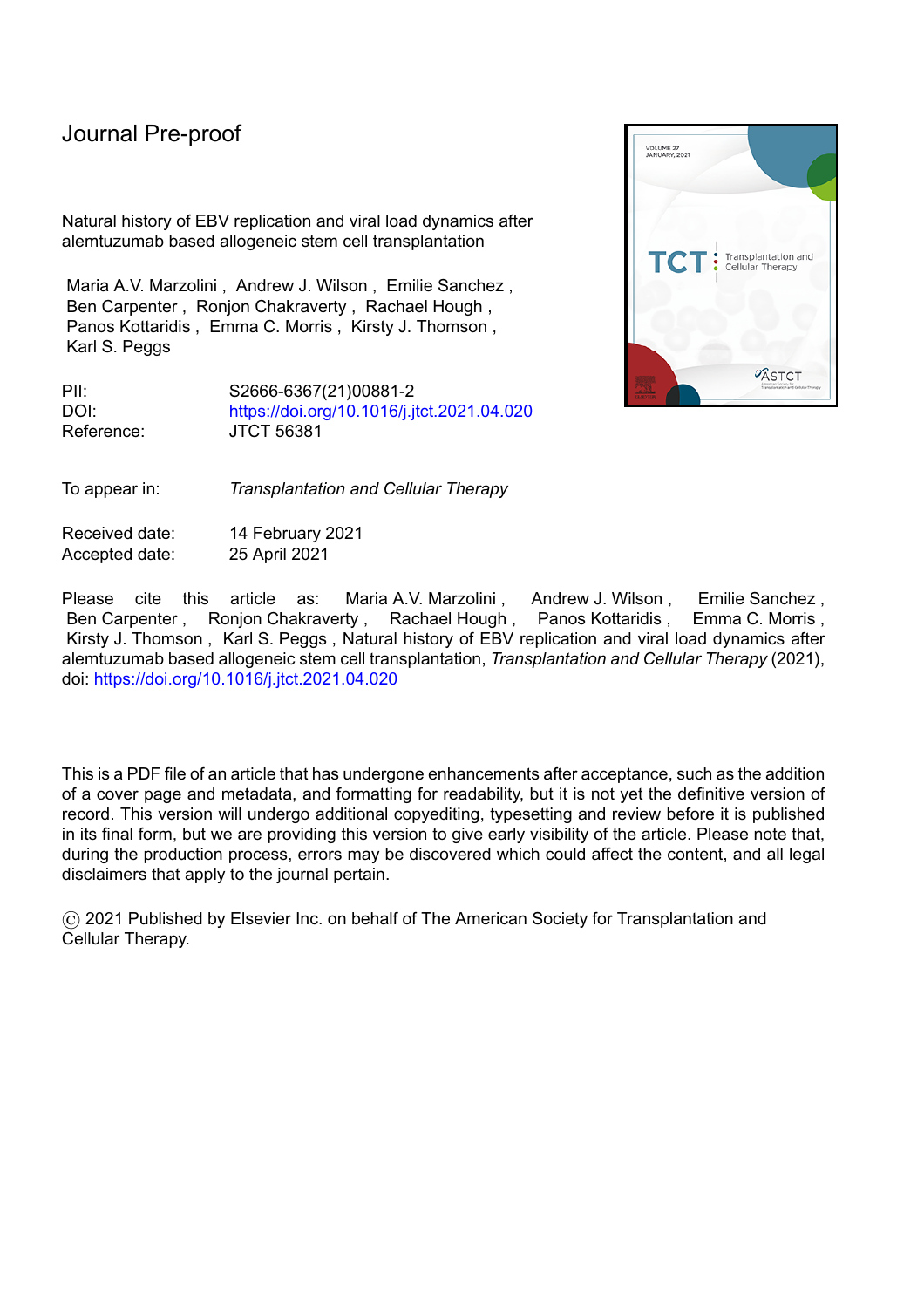Journal Pre-proof

Natural history of EBV replication and viral load dynamics after alemtuzumab based allogeneic stem cell transplantation

Maria A.V. Marzolini , Andrew J. Wilson , Emilie Sanchez , Ben Carpenter , Ronjon Chakraverty , Rachael Hough , Panos Kottaridis , Emma C. Morris , Kirsty J. Thomson , Karl S. Peggs

PII: S2666-6367(21)00881-2
DOI: https://doi.org/10.1016/j.jtct.2021.04.020
Reference: JTCT 56381

To appear in: *Transplantation and Cellular Therapy*

Received date: 14 February 2021
Accepted date: 25 April 2021

Please cite this article as: Maria A.V. Marzolini , Andrew J. Wilson , Emilie Sanchez , Ben Carpenter , Ronjon Chakraverty , Rachael Hough , Panos Kottaridis , Emma C. Morris , Kirsty J. Thomson , Karl S. Peggs , Natural history of EBV replication and viral load dynamics after alemtuzumab based allogeneic stem cell transplantation, *Transplantation and Cellular Therapy* (2021), doi: https://doi.org/10.1016/j.jtct.2021.04.020

This is a PDF file of an article that has undergone enhancements after acceptance, such as the addition of a cover page and metadata, and formatting for readability, but it is not yet the definitive version of record. This version will undergo additional copyediting, typesetting and review before it is published in its final form, but we are providing this version to give early visibility of the article. Please note that, during the production process, errors may be discovered which could affect the content, and all legal disclaimers that apply to the journal pertain.

© 2021 Published by Elsevier Inc. on behalf of The American Society for Transplantation and Cellular Therapy.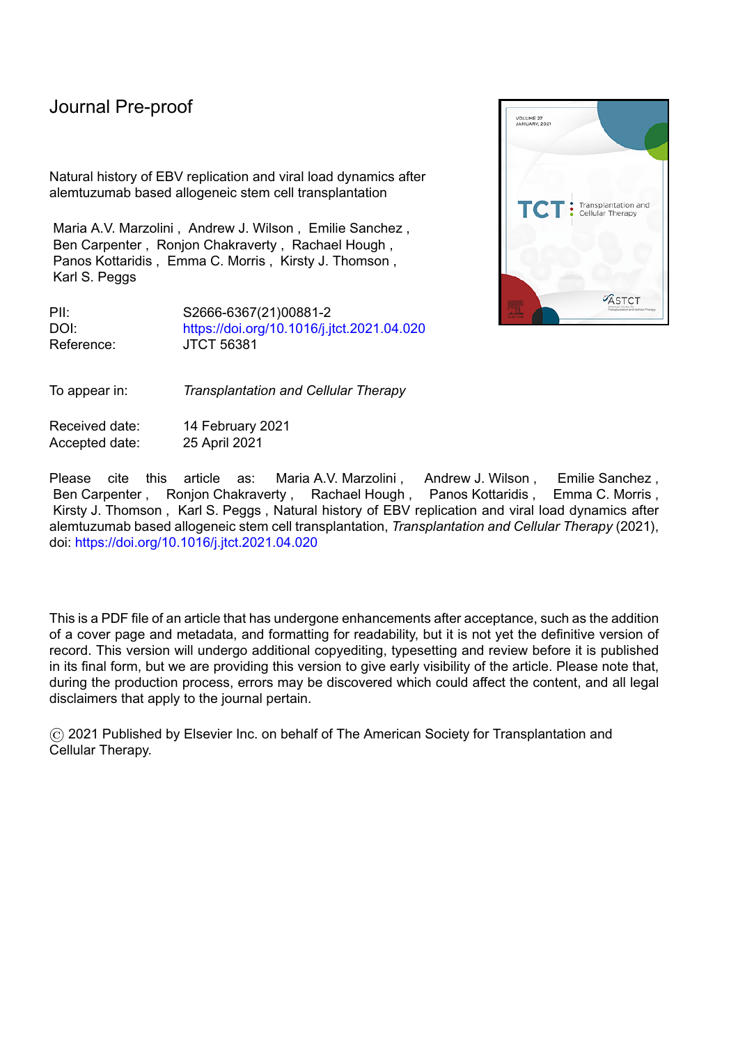Journal Pre-proof

Natural history of EBV replication and viral load dynamics after alemtuzumab based allogeneic stem cell transplantation

Maria A.V. Marzolini , Andrew J. Wilson , Emilie Sanchez , Ben Carpenter , Ronjon Chakraverty , Rachael Hough , Panos Kottaridis , Emma C. Morris , Kirsty J. Thomson , Karl S. Peggs

| | |
|---|---|
| PII: | S2666-6367(21)00881-2 |
| DOI: | https://doi.org/10.1016/j.jtct.2021.04.020 |
| Reference: | JTCT 56381 |

| | |
|---|---|
| To appear in: | *Transplantation and Cellular Therapy* |

| | |
|---|---|
| Received date: | 14 February 2021 |
| Accepted date: | 25 April 2021 |

Please cite this article as: Maria A.V. Marzolini , Andrew J. Wilson , Emilie Sanchez , Ben Carpenter , Ronjon Chakraverty , Rachael Hough , Panos Kottaridis , Emma C. Morris , Kirsty J. Thomson , Karl S. Peggs , Natural history of EBV replication and viral load dynamics after alemtuzumab based allogeneic stem cell transplantation, *Transplantation and Cellular Therapy* (2021), doi: https://doi.org/10.1016/j.jtct.2021.04.020

This is a PDF file of an article that has undergone enhancements after acceptance, such as the addition of a cover page and metadata, and formatting for readability, but it is not yet the definitive version of record. This version will undergo additional copyediting, typesetting and review before it is published in its final form, but we are providing this version to give early visibility of the article. Please note that, during the production process, errors may be discovered which could affect the content, and all legal disclaimers that apply to the journal pertain.

© 2021 Published by Elsevier Inc. on behalf of The American Society for Transplantation and Cellular Therapy.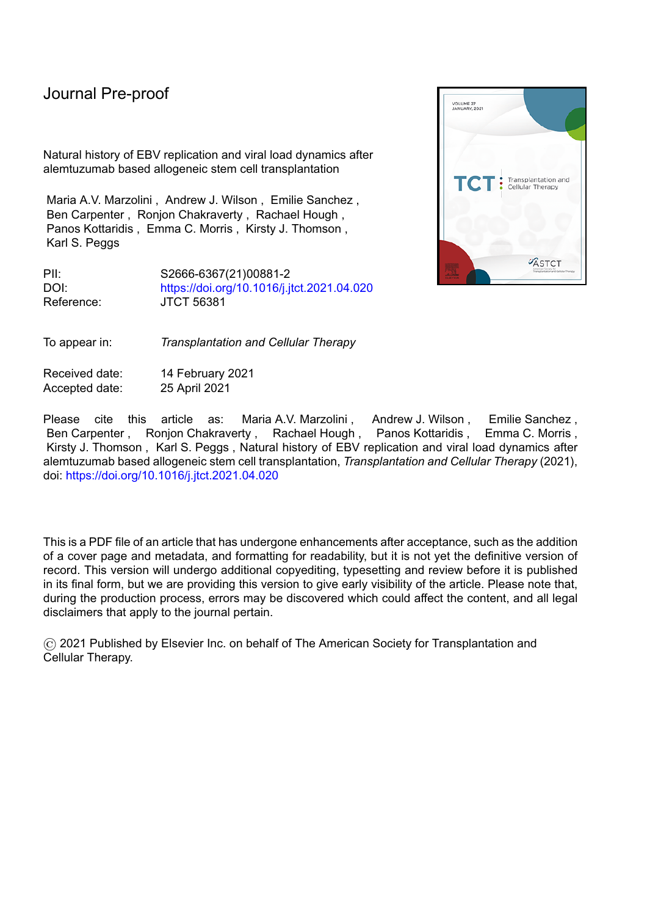Journal Pre-proof

Natural history of EBV replication and viral load dynamics after alemtuzumab based allogeneic stem cell transplantation

Maria A.V. Marzolini , Andrew J. Wilson , Emilie Sanchez , Ben Carpenter , Ronjon Chakraverty , Rachael Hough , Panos Kottaridis , Emma C. Morris , Kirsty J. Thomson , Karl S. Peggs

PII: S2666-6367(21)00881-2
DOI: https://doi.org/10.1016/j.jtct.2021.04.020
Reference: JTCT 56381

To appear in: *Transplantation and Cellular Therapy*

Received date: 14 February 2021
Accepted date: 25 April 2021

Please cite this article as: Maria A.V. Marzolini , Andrew J. Wilson , Emilie Sanchez , Ben Carpenter , Ronjon Chakraverty , Rachael Hough , Panos Kottaridis , Emma C. Morris , Kirsty J. Thomson , Karl S. Peggs , Natural history of EBV replication and viral load dynamics after alemtuzumab based allogeneic stem cell transplantation, *Transplantation and Cellular Therapy* (2021), doi: https://doi.org/10.1016/j.jtct.2021.04.020

This is a PDF file of an article that has undergone enhancements after acceptance, such as the addition of a cover page and metadata, and formatting for readability, but it is not yet the definitive version of record. This version will undergo additional copyediting, typesetting and review before it is published in its final form, but we are providing this version to give early visibility of the article. Please note that, during the production process, errors may be discovered which could affect the content, and all legal disclaimers that apply to the journal pertain.

© 2021 Published by Elsevier Inc. on behalf of The American Society for Transplantation and Cellular Therapy.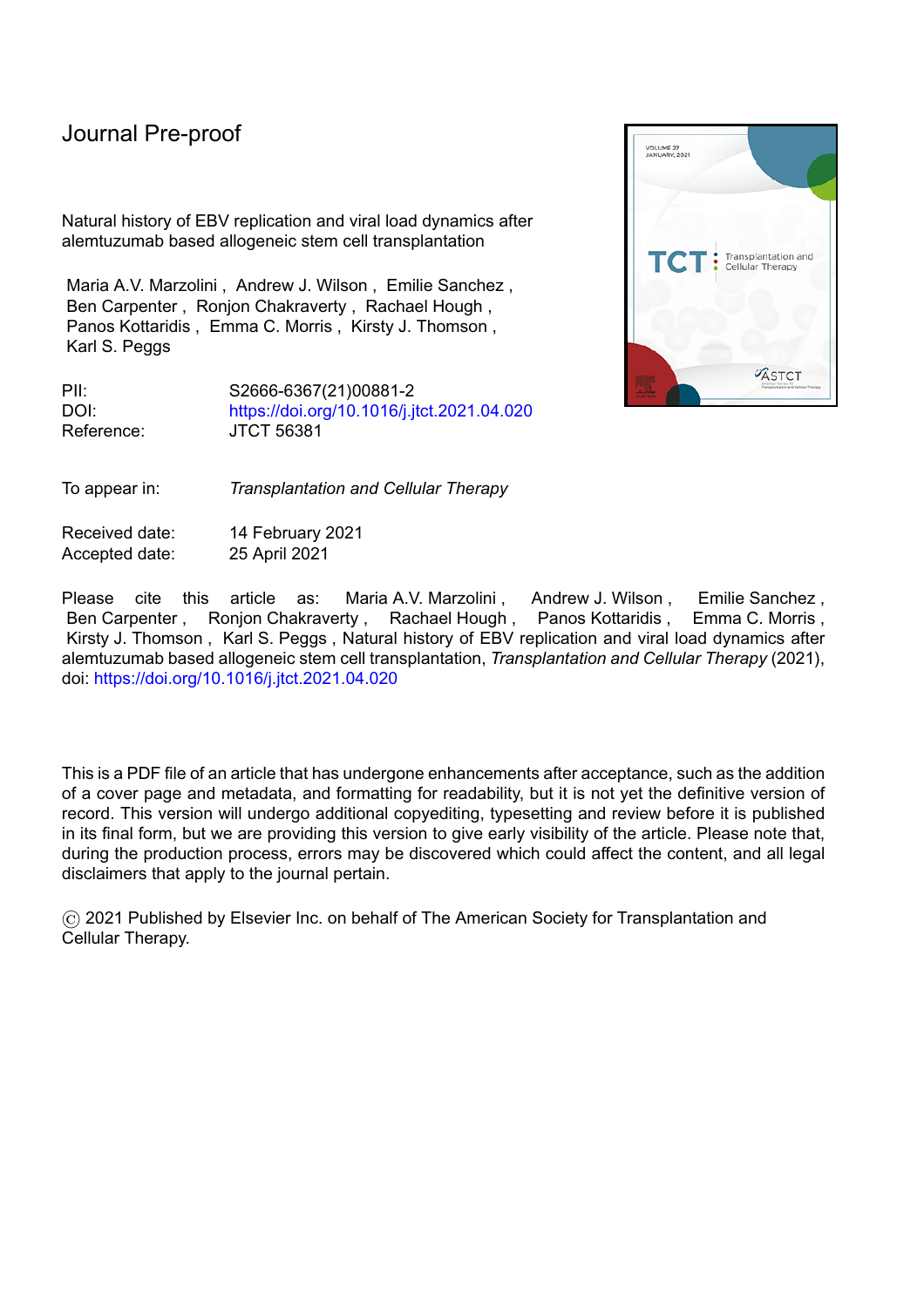Journal Pre-proof

Natural history of EBV replication and viral load dynamics after alemtuzumab based allogeneic stem cell transplantation

Maria A.V. Marzolini , Andrew J. Wilson , Emilie Sanchez , Ben Carpenter , Ronjon Chakraverty , Rachael Hough , Panos Kottaridis , Emma C. Morris , Kirsty J. Thomson , Karl S. Peggs

| | |
|---|---|
| PII: | S2666-6367(21)00881-2 |
| DOI: | https://doi.org/10.1016/j.jtct.2021.04.020 |
| Reference: | JTCT 56381 |

| | |
|---|---|
| To appear in: | *Transplantation and Cellular Therapy* |

| | |
|---|---|
| Received date: | 14 February 2021 |
| Accepted date: | 25 April 2021 |

Please cite this article as: Maria A.V. Marzolini , Andrew J. Wilson , Emilie Sanchez , Ben Carpenter , Ronjon Chakraverty , Rachael Hough , Panos Kottaridis , Emma C. Morris , Kirsty J. Thomson , Karl S. Peggs , Natural history of EBV replication and viral load dynamics after alemtuzumab based allogeneic stem cell transplantation, *Transplantation and Cellular Therapy* (2021), doi: https://doi.org/10.1016/j.jtct.2021.04.020

This is a PDF file of an article that has undergone enhancements after acceptance, such as the addition of a cover page and metadata, and formatting for readability, but it is not yet the definitive version of record. This version will undergo additional copyediting, typesetting and review before it is published in its final form, but we are providing this version to give early visibility of the article. Please note that, during the production process, errors may be discovered which could affect the content, and all legal disclaimers that apply to the journal pertain.

© 2021 Published by Elsevier Inc. on behalf of The American Society for Transplantation and Cellular Therapy.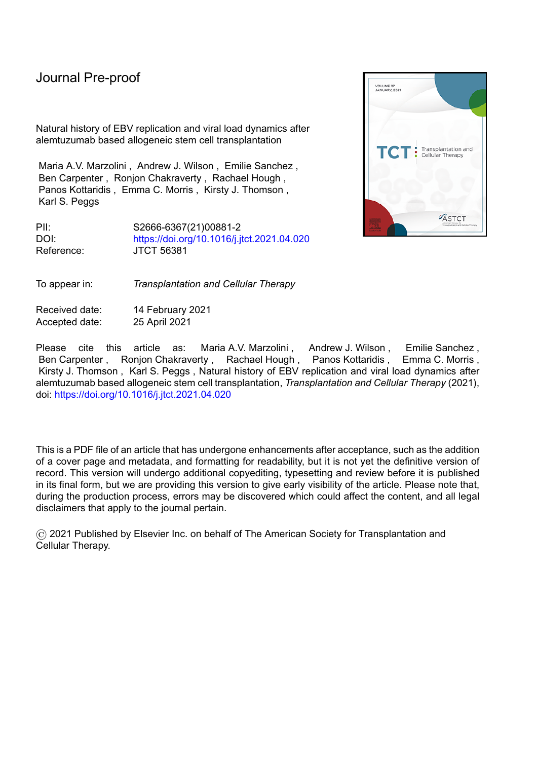Journal Pre-proof

Natural history of EBV replication and viral load dynamics after alemtuzumab based allogeneic stem cell transplantation

Maria A.V. Marzolini , Andrew J. Wilson , Emilie Sanchez , Ben Carpenter , Ronjon Chakraverty , Rachael Hough , Panos Kottaridis , Emma C. Morris , Kirsty J. Thomson , Karl S. Peggs

| | |
|---|---|
| PII: | S2666-6367(21)00881-2 |
| DOI: | https://doi.org/10.1016/j.jtct.2021.04.020 |
| Reference: | JTCT 56381 |

| | |
|---|---|
| To appear in: | *Transplantation and Cellular Therapy* |

| | |
|---|---|
| Received date: | 14 February 2021 |
| Accepted date: | 25 April 2021 |

Please cite this article as: Maria A.V. Marzolini , Andrew J. Wilson , Emilie Sanchez , Ben Carpenter , Ronjon Chakraverty , Rachael Hough , Panos Kottaridis , Emma C. Morris , Kirsty J. Thomson , Karl S. Peggs , Natural history of EBV replication and viral load dynamics after alemtuzumab based allogeneic stem cell transplantation, *Transplantation and Cellular Therapy* (2021), doi: https://doi.org/10.1016/j.jtct.2021.04.020

This is a PDF file of an article that has undergone enhancements after acceptance, such as the addition of a cover page and metadata, and formatting for readability, but it is not yet the definitive version of record. This version will undergo additional copyediting, typesetting and review before it is published in its final form, but we are providing this version to give early visibility of the article. Please note that, during the production process, errors may be discovered which could affect the content, and all legal disclaimers that apply to the journal pertain.

© 2021 Published by Elsevier Inc. on behalf of The American Society for Transplantation and Cellular Therapy.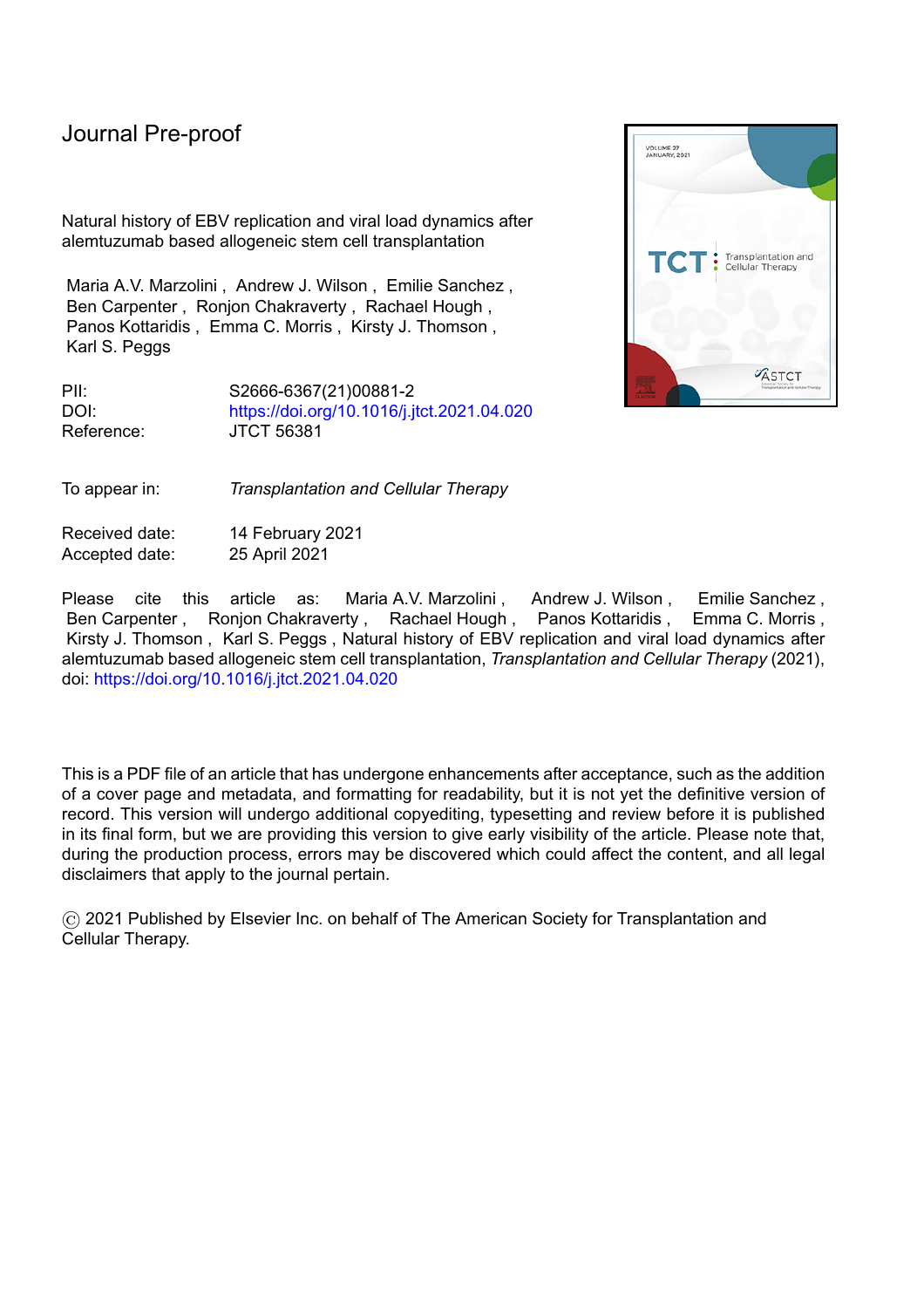Journal Pre-proof

Natural history of EBV replication and viral load dynamics after alemtuzumab based allogeneic stem cell transplantation

Maria A.V. Marzolini , Andrew J. Wilson , Emilie Sanchez , Ben Carpenter , Ronjon Chakraverty , Rachael Hough , Panos Kottaridis , Emma C. Morris , Kirsty J. Thomson , Karl S. Peggs

PII: S2666-6367(21)00881-2
DOI: https://doi.org/10.1016/j.jtct.2021.04.020
Reference: JTCT 56381

To appear in: *Transplantation and Cellular Therapy*

Received date: 14 February 2021
Accepted date: 25 April 2021

Please cite this article as: Maria A.V. Marzolini , Andrew J. Wilson , Emilie Sanchez , Ben Carpenter , Ronjon Chakraverty , Rachael Hough , Panos Kottaridis , Emma C. Morris , Kirsty J. Thomson , Karl S. Peggs , Natural history of EBV replication and viral load dynamics after alemtuzumab based allogeneic stem cell transplantation, *Transplantation and Cellular Therapy* (2021), doi: https://doi.org/10.1016/j.jtct.2021.04.020

This is a PDF file of an article that has undergone enhancements after acceptance, such as the addition of a cover page and metadata, and formatting for readability, but it is not yet the definitive version of record. This version will undergo additional copyediting, typesetting and review before it is published in its final form, but we are providing this version to give early visibility of the article. Please note that, during the production process, errors may be discovered which could affect the content, and all legal disclaimers that apply to the journal pertain.

© 2021 Published by Elsevier Inc. on behalf of The American Society for Transplantation and Cellular Therapy.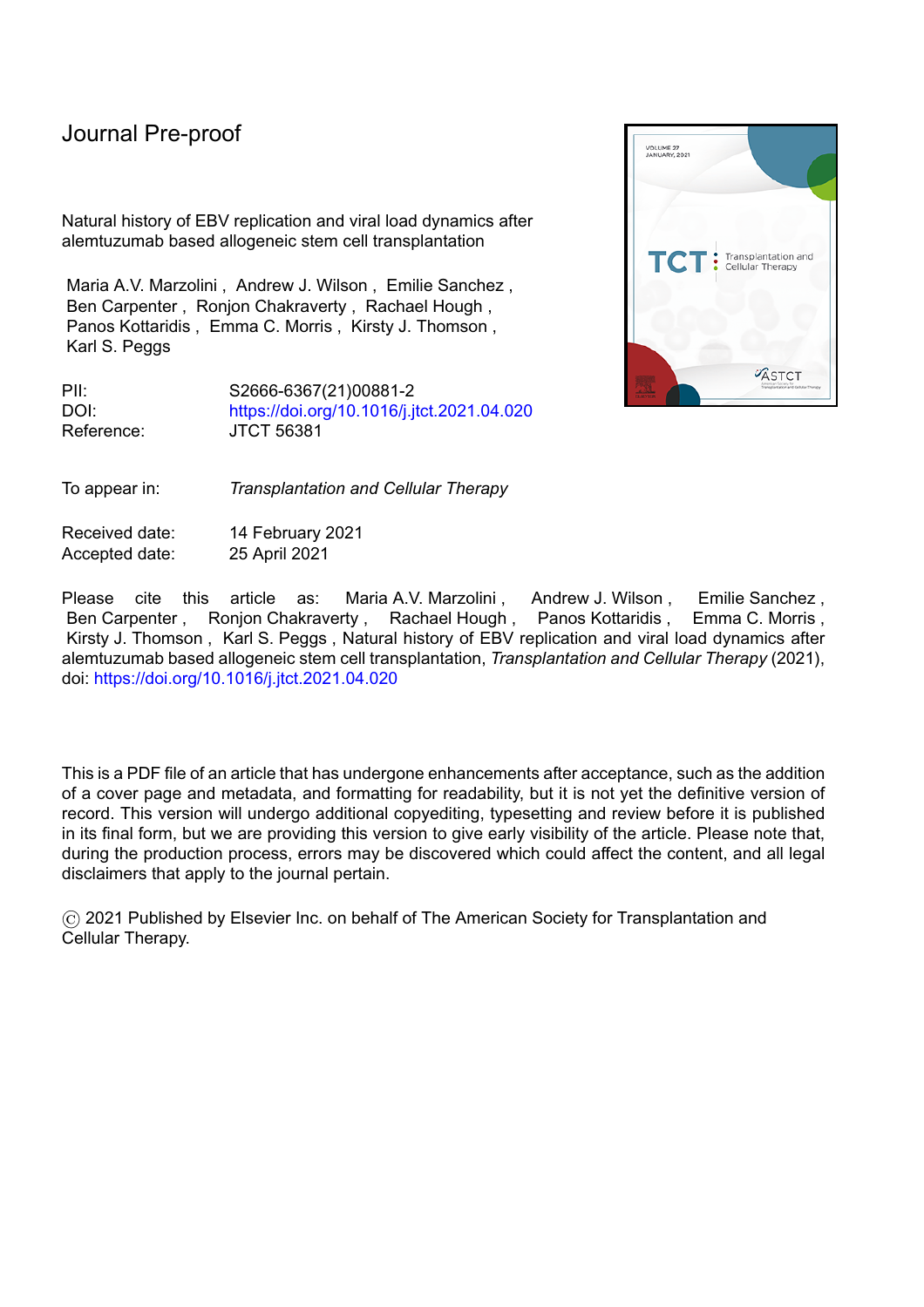Journal Pre-proof

Natural history of EBV replication and viral load dynamics after alemtuzumab based allogeneic stem cell transplantation

Maria A.V. Marzolini , Andrew J. Wilson , Emilie Sanchez , Ben Carpenter , Ronjon Chakraverty , Rachael Hough , Panos Kottaridis , Emma C. Morris , Kirsty J. Thomson , Karl S. Peggs

| | |
|---|---|
| PII: | S2666-6367(21)00881-2 |
| DOI: | https://doi.org/10.1016/j.jtct.2021.04.020 |
| Reference: | JTCT 56381 |

| | |
|---|---|
| To appear in: | *Transplantation and Cellular Therapy* |

| | |
|---|---|
| Received date: | 14 February 2021 |
| Accepted date: | 25 April 2021 |

Please cite this article as: Maria A.V. Marzolini , Andrew J. Wilson , Emilie Sanchez , Ben Carpenter , Ronjon Chakraverty , Rachael Hough , Panos Kottaridis , Emma C. Morris , Kirsty J. Thomson , Karl S. Peggs , Natural history of EBV replication and viral load dynamics after alemtuzumab based allogeneic stem cell transplantation, *Transplantation and Cellular Therapy* (2021), doi: https://doi.org/10.1016/j.jtct.2021.04.020

This is a PDF file of an article that has undergone enhancements after acceptance, such as the addition of a cover page and metadata, and formatting for readability, but it is not yet the definitive version of record. This version will undergo additional copyediting, typesetting and review before it is published in its final form, but we are providing this version to give early visibility of the article. Please note that, during the production process, errors may be discovered which could affect the content, and all legal disclaimers that apply to the journal pertain.

© 2021 Published by Elsevier Inc. on behalf of The American Society for Transplantation and Cellular Therapy.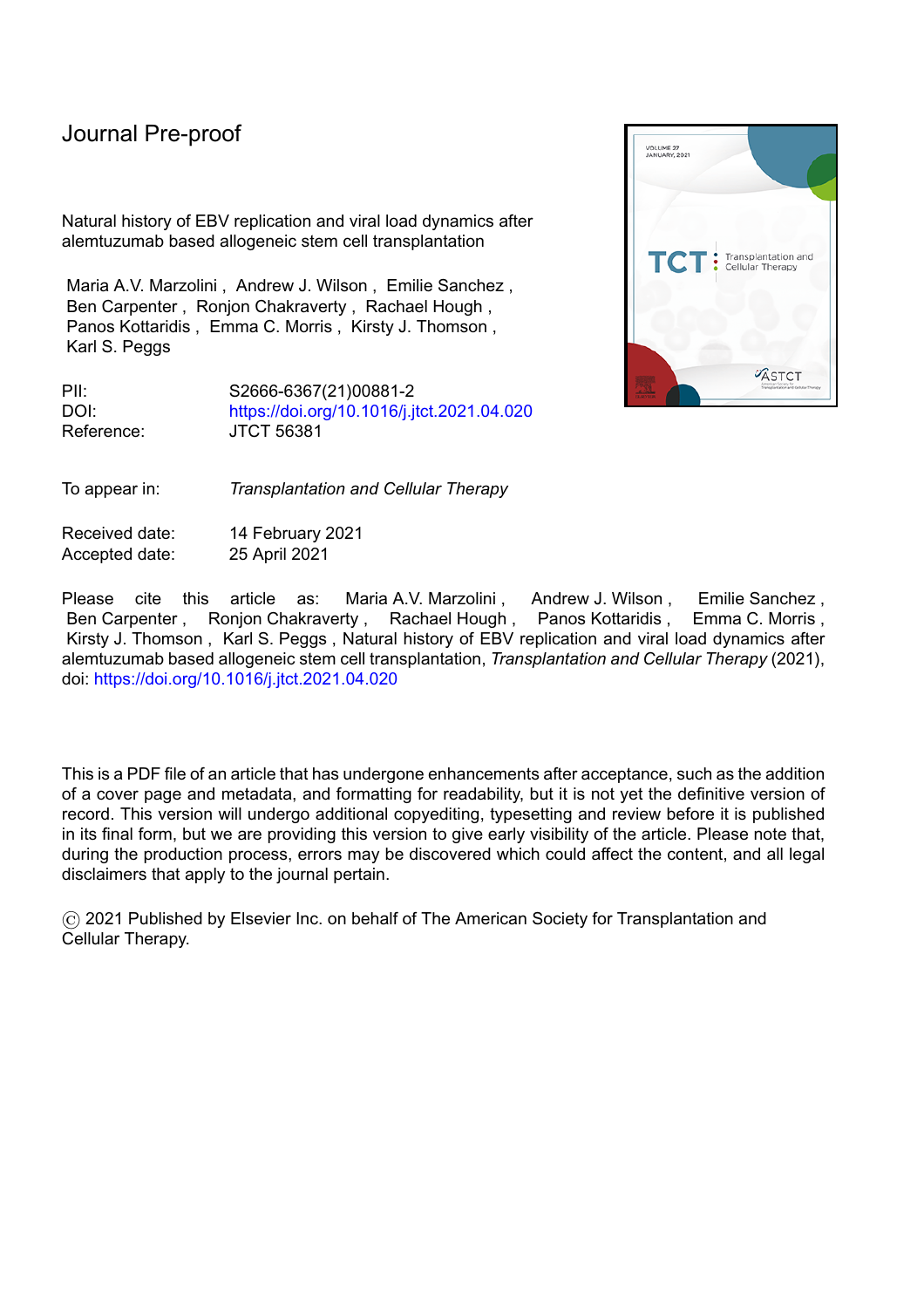Journal Pre-proof

Natural history of EBV replication and viral load dynamics after alemtuzumab based allogeneic stem cell transplantation

Maria A.V. Marzolini , Andrew J. Wilson , Emilie Sanchez , Ben Carpenter , Ronjon Chakraverty , Rachael Hough , Panos Kottaridis , Emma C. Morris , Kirsty J. Thomson , Karl S. Peggs

PII: S2666-6367(21)00881-2
DOI: https://doi.org/10.1016/j.jtct.2021.04.020
Reference: JTCT 56381

To appear in: *Transplantation and Cellular Therapy*

Received date: 14 February 2021
Accepted date: 25 April 2021

Please cite this article as: Maria A.V. Marzolini , Andrew J. Wilson , Emilie Sanchez , Ben Carpenter , Ronjon Chakraverty , Rachael Hough , Panos Kottaridis , Emma C. Morris , Kirsty J. Thomson , Karl S. Peggs , Natural history of EBV replication and viral load dynamics after alemtuzumab based allogeneic stem cell transplantation, *Transplantation and Cellular Therapy* (2021), doi: https://doi.org/10.1016/j.jtct.2021.04.020

This is a PDF file of an article that has undergone enhancements after acceptance, such as the addition of a cover page and metadata, and formatting for readability, but it is not yet the definitive version of record. This version will undergo additional copyediting, typesetting and review before it is published in its final form, but we are providing this version to give early visibility of the article. Please note that, during the production process, errors may be discovered which could affect the content, and all legal disclaimers that apply to the journal pertain.

© 2021 Published by Elsevier Inc. on behalf of The American Society for Transplantation and Cellular Therapy.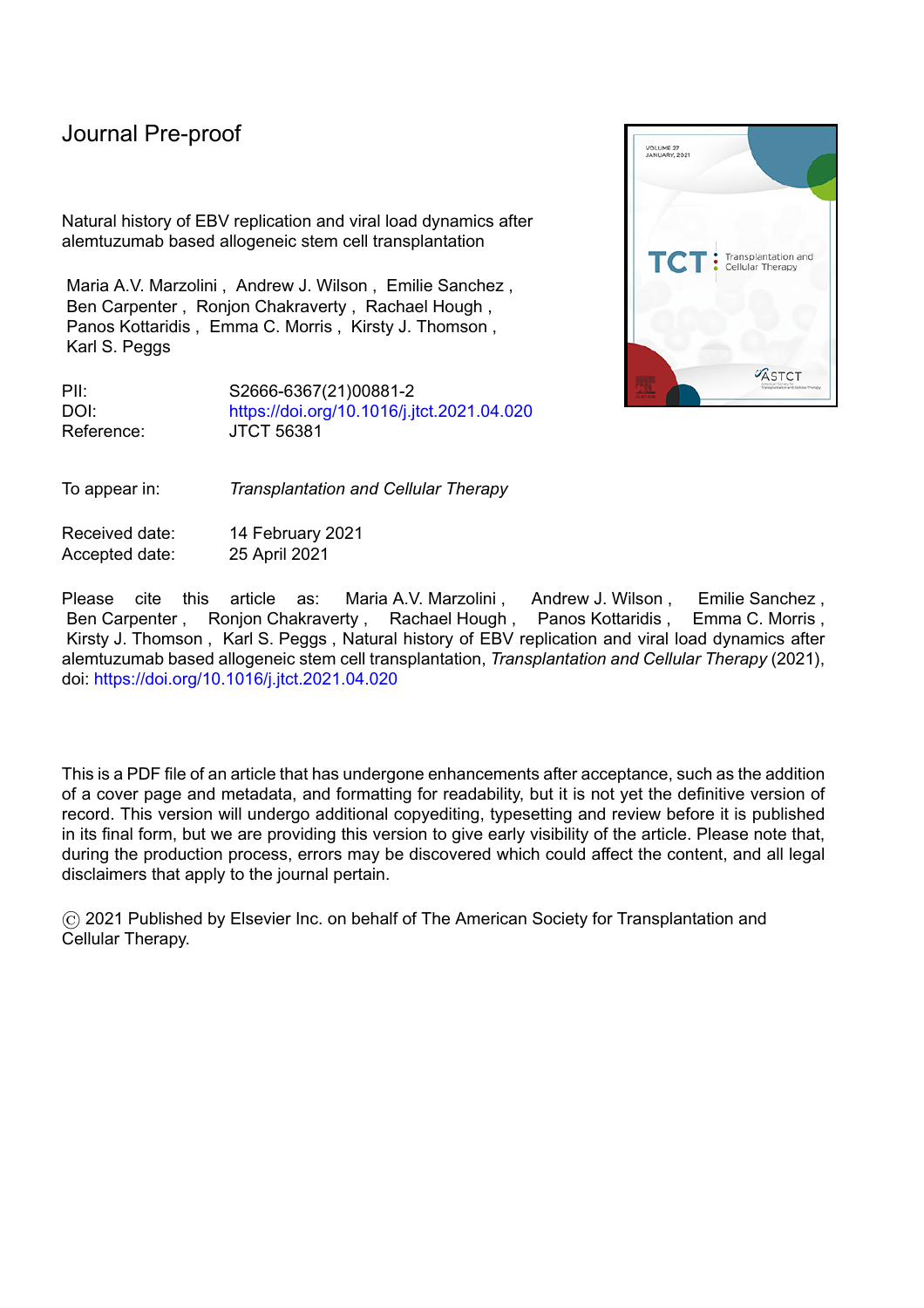Journal Pre-proof

Natural history of EBV replication and viral load dynamics after alemtuzumab based allogeneic stem cell transplantation

Maria A.V. Marzolini , Andrew J. Wilson , Emilie Sanchez , Ben Carpenter , Ronjon Chakraverty , Rachael Hough , Panos Kottaridis , Emma C. Morris , Kirsty J. Thomson , Karl S. Peggs

PII: S2666-6367(21)00881-2
DOI: https://doi.org/10.1016/j.jtct.2021.04.020
Reference: JTCT 56381

To appear in: *Transplantation and Cellular Therapy*

Received date: 14 February 2021
Accepted date: 25 April 2021

Please cite this article as: Maria A.V. Marzolini , Andrew J. Wilson , Emilie Sanchez , Ben Carpenter , Ronjon Chakraverty , Rachael Hough , Panos Kottaridis , Emma C. Morris , Kirsty J. Thomson , Karl S. Peggs , Natural history of EBV replication and viral load dynamics after alemtuzumab based allogeneic stem cell transplantation, *Transplantation and Cellular Therapy* (2021), doi: https://doi.org/10.1016/j.jtct.2021.04.020

This is a PDF file of an article that has undergone enhancements after acceptance, such as the addition of a cover page and metadata, and formatting for readability, but it is not yet the definitive version of record. This version will undergo additional copyediting, typesetting and review before it is published in its final form, but we are providing this version to give early visibility of the article. Please note that, during the production process, errors may be discovered which could affect the content, and all legal disclaimers that apply to the journal pertain.

© 2021 Published by Elsevier Inc. on behalf of The American Society for Transplantation and Cellular Therapy.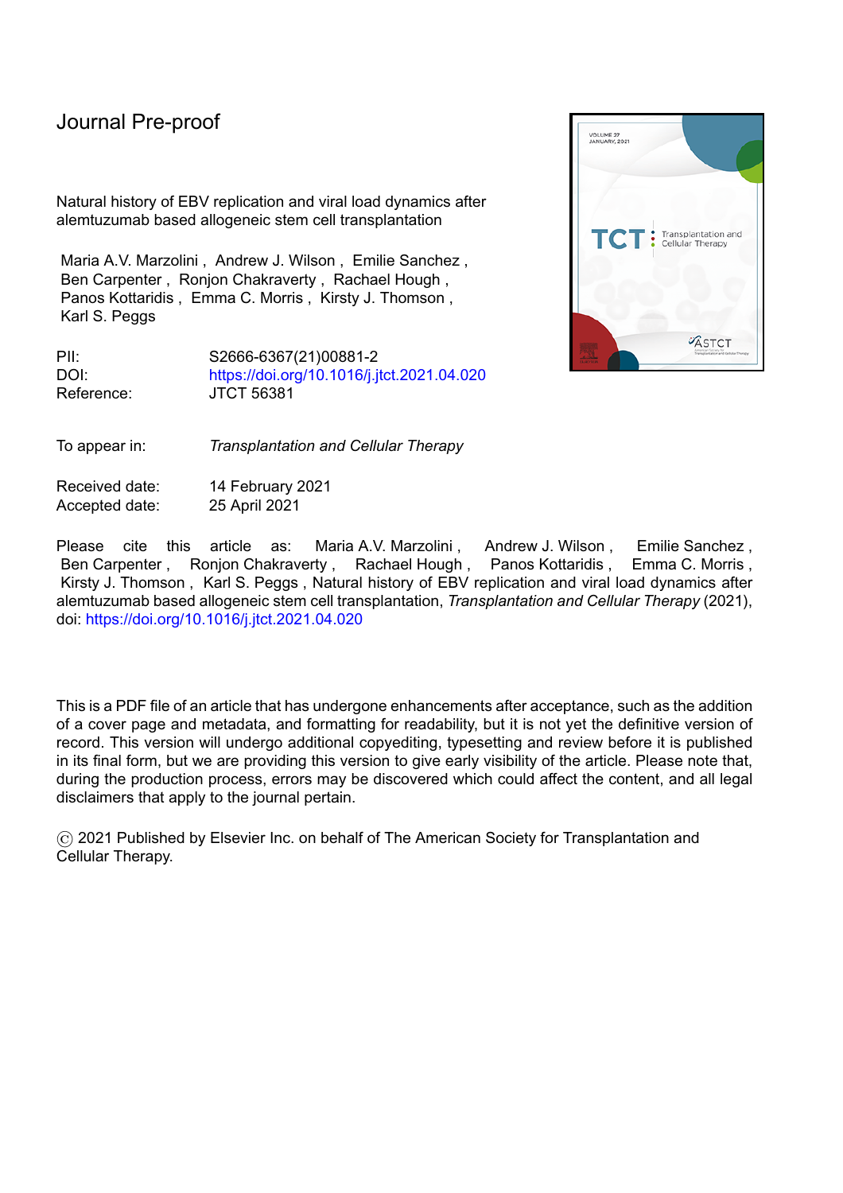Journal Pre-proof

Natural history of EBV replication and viral load dynamics after alemtuzumab based allogeneic stem cell transplantation

Maria A.V. Marzolini , Andrew J. Wilson , Emilie Sanchez , Ben Carpenter , Ronjon Chakraverty , Rachael Hough , Panos Kottaridis , Emma C. Morris , Kirsty J. Thomson , Karl S. Peggs

| | |
|---|---|
| PII: | S2666-6367(21)00881-2 |
| DOI: | https://doi.org/10.1016/j.jtct.2021.04.020 |
| Reference: | JTCT 56381 |

| | |
|---|---|
| To appear in: | *Transplantation and Cellular Therapy* |

| | |
|---|---|
| Received date: | 14 February 2021 |
| Accepted date: | 25 April 2021 |

Please cite this article as: Maria A.V. Marzolini , Andrew J. Wilson , Emilie Sanchez , Ben Carpenter , Ronjon Chakraverty , Rachael Hough , Panos Kottaridis , Emma C. Morris , Kirsty J. Thomson , Karl S. Peggs , Natural history of EBV replication and viral load dynamics after alemtuzumab based allogeneic stem cell transplantation, *Transplantation and Cellular Therapy* (2021), doi: https://doi.org/10.1016/j.jtct.2021.04.020

This is a PDF file of an article that has undergone enhancements after acceptance, such as the addition of a cover page and metadata, and formatting for readability, but it is not yet the definitive version of record. This version will undergo additional copyediting, typesetting and review before it is published in its final form, but we are providing this version to give early visibility of the article. Please note that, during the production process, errors may be discovered which could affect the content, and all legal disclaimers that apply to the journal pertain.

© 2021 Published by Elsevier Inc. on behalf of The American Society for Transplantation and Cellular Therapy.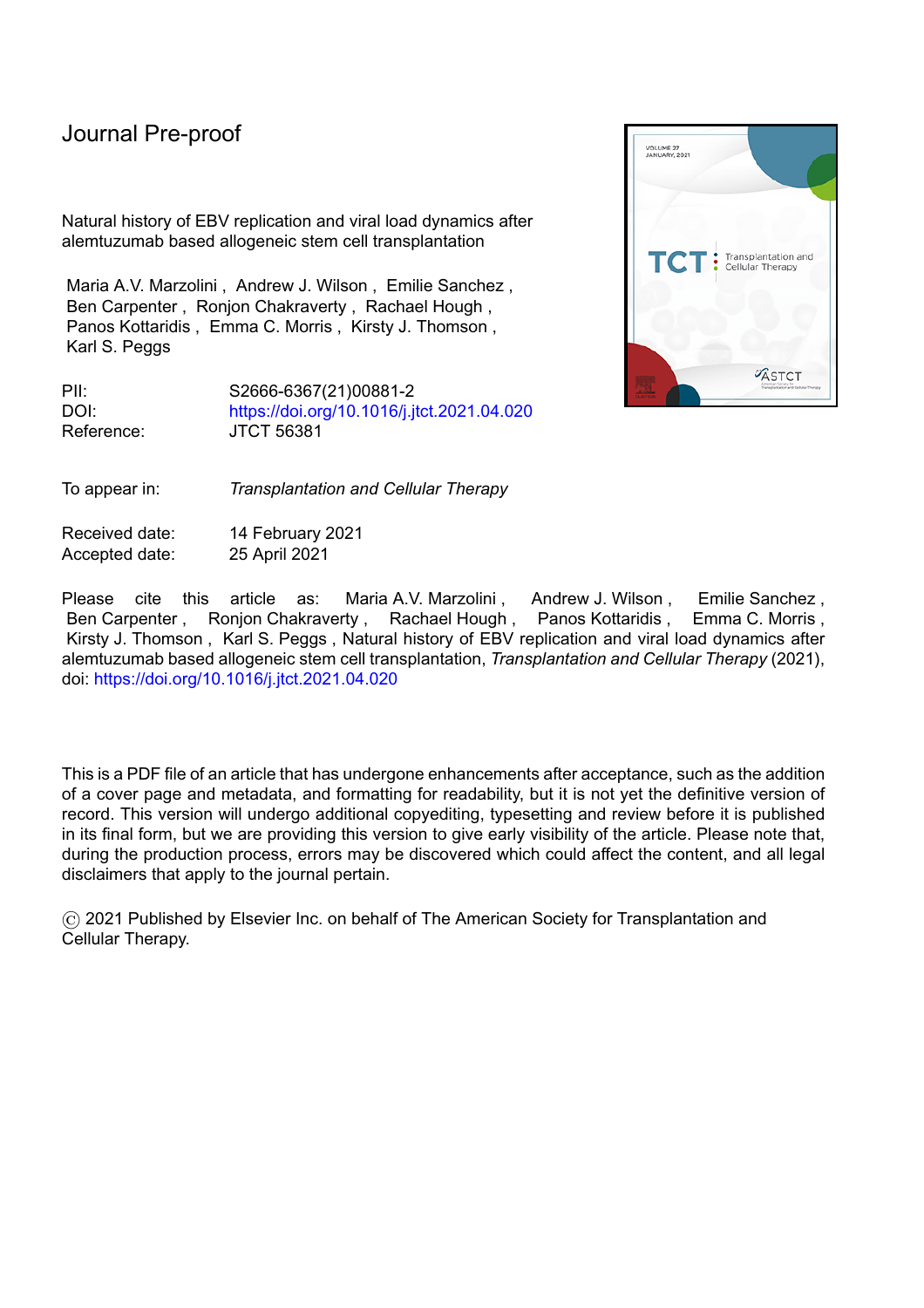Journal Pre-proof

Natural history of EBV replication and viral load dynamics after alemtuzumab based allogeneic stem cell transplantation

Maria A.V. Marzolini , Andrew J. Wilson , Emilie Sanchez , Ben Carpenter , Ronjon Chakraverty , Rachael Hough , Panos Kottaridis , Emma C. Morris , Kirsty J. Thomson , Karl S. Peggs

| | |
|---|---|
| PII: | S2666-6367(21)00881-2 |
| DOI: | https://doi.org/10.1016/j.jtct.2021.04.020 |
| Reference: | JTCT 56381 |

To appear in: *Transplantation and Cellular Therapy*

| | |
|---|---|
| Received date: | 14 February 2021 |
| Accepted date: | 25 April 2021 |

Please cite this article as: Maria A.V. Marzolini , Andrew J. Wilson , Emilie Sanchez , Ben Carpenter , Ronjon Chakraverty , Rachael Hough , Panos Kottaridis , Emma C. Morris , Kirsty J. Thomson , Karl S. Peggs , Natural history of EBV replication and viral load dynamics after alemtuzumab based allogeneic stem cell transplantation, *Transplantation and Cellular Therapy* (2021), doi: https://doi.org/10.1016/j.jtct.2021.04.020

This is a PDF file of an article that has undergone enhancements after acceptance, such as the addition of a cover page and metadata, and formatting for readability, but it is not yet the definitive version of record. This version will undergo additional copyediting, typesetting and review before it is published in its final form, but we are providing this version to give early visibility of the article. Please note that, during the production process, errors may be discovered which could affect the content, and all legal disclaimers that apply to the journal pertain.

© 2021 Published by Elsevier Inc. on behalf of The American Society for Transplantation and Cellular Therapy.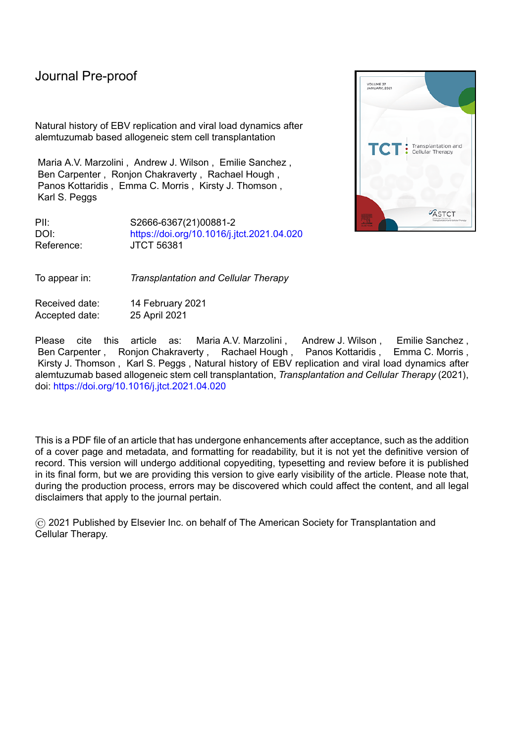Journal Pre-proof

Natural history of EBV replication and viral load dynamics after alemtuzumab based allogeneic stem cell transplantation

Maria A.V. Marzolini , Andrew J. Wilson , Emilie Sanchez , Ben Carpenter , Ronjon Chakraverty , Rachael Hough , Panos Kottaridis , Emma C. Morris , Kirsty J. Thomson , Karl S. Peggs

PII: S2666-6367(21)00881-2
DOI: https://doi.org/10.1016/j.jtct.2021.04.020
Reference: JTCT 56381

To appear in: *Transplantation and Cellular Therapy*

Received date: 14 February 2021
Accepted date: 25 April 2021

Please cite this article as: Maria A.V. Marzolini , Andrew J. Wilson , Emilie Sanchez , Ben Carpenter , Ronjon Chakraverty , Rachael Hough , Panos Kottaridis , Emma C. Morris , Kirsty J. Thomson , Karl S. Peggs , Natural history of EBV replication and viral load dynamics after alemtuzumab based allogeneic stem cell transplantation, *Transplantation and Cellular Therapy* (2021), doi: https://doi.org/10.1016/j.jtct.2021.04.020

This is a PDF file of an article that has undergone enhancements after acceptance, such as the addition of a cover page and metadata, and formatting for readability, but it is not yet the definitive version of record. This version will undergo additional copyediting, typesetting and review before it is published in its final form, but we are providing this version to give early visibility of the article. Please note that, during the production process, errors may be discovered which could affect the content, and all legal disclaimers that apply to the journal pertain.

© 2021 Published by Elsevier Inc. on behalf of The American Society for Transplantation and Cellular Therapy.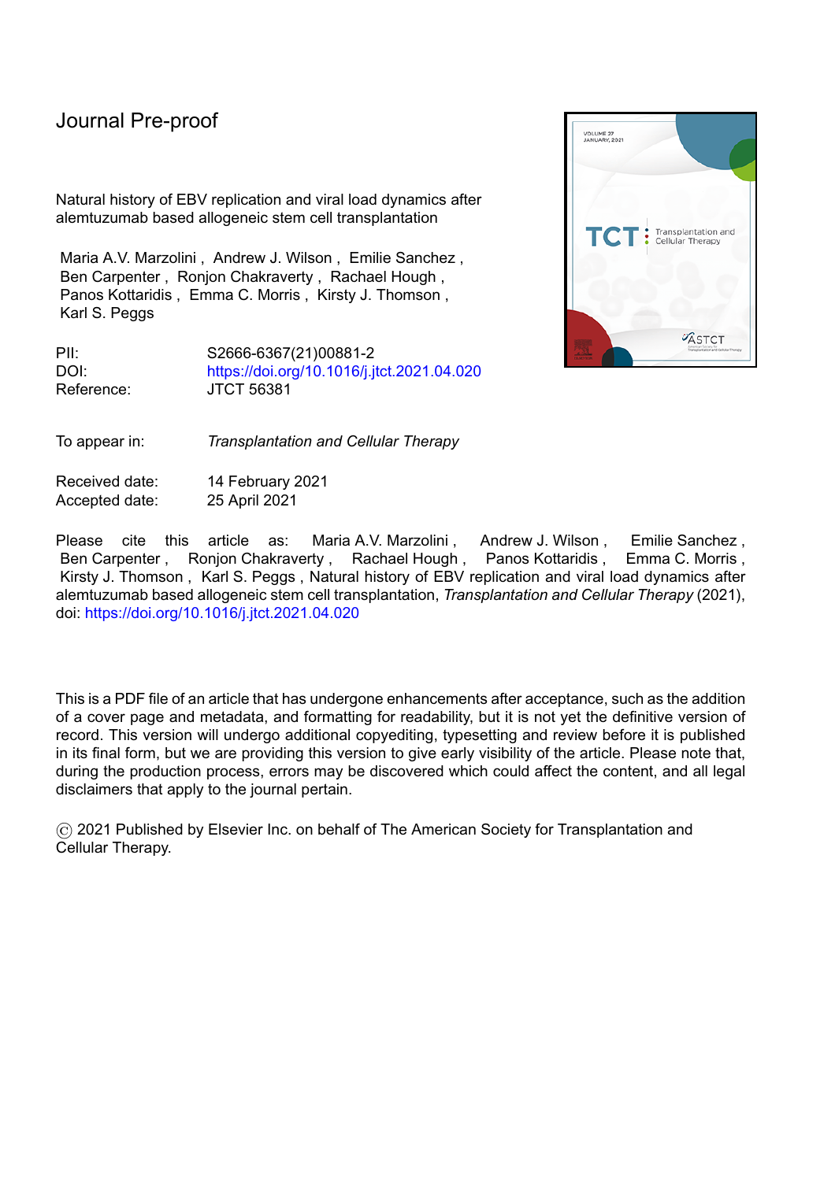Journal Pre-proof

Natural history of EBV replication and viral load dynamics after alemtuzumab based allogeneic stem cell transplantation

Maria A.V. Marzolini , Andrew J. Wilson , Emilie Sanchez , Ben Carpenter , Ronjon Chakraverty , Rachael Hough , Panos Kottaridis , Emma C. Morris , Kirsty J. Thomson , Karl S. Peggs

| | |
|---|---|
| PII: | S2666-6367(21)00881-2 |
| DOI: | https://doi.org/10.1016/j.jtct.2021.04.020 |
| Reference: | JTCT 56381 |

| | |
|---|---|
| To appear in: | *Transplantation and Cellular Therapy* |

| | |
|---|---|
| Received date: | 14 February 2021 |
| Accepted date: | 25 April 2021 |

Please cite this article as: Maria A.V. Marzolini , Andrew J. Wilson , Emilie Sanchez , Ben Carpenter , Ronjon Chakraverty , Rachael Hough , Panos Kottaridis , Emma C. Morris , Kirsty J. Thomson , Karl S. Peggs , Natural history of EBV replication and viral load dynamics after alemtuzumab based allogeneic stem cell transplantation, *Transplantation and Cellular Therapy* (2021), doi: https://doi.org/10.1016/j.jtct.2021.04.020

This is a PDF file of an article that has undergone enhancements after acceptance, such as the addition of a cover page and metadata, and formatting for readability, but it is not yet the definitive version of record. This version will undergo additional copyediting, typesetting and review before it is published in its final form, but we are providing this version to give early visibility of the article. Please note that, during the production process, errors may be discovered which could affect the content, and all legal disclaimers that apply to the journal pertain.

© 2021 Published by Elsevier Inc. on behalf of The American Society for Transplantation and Cellular Therapy.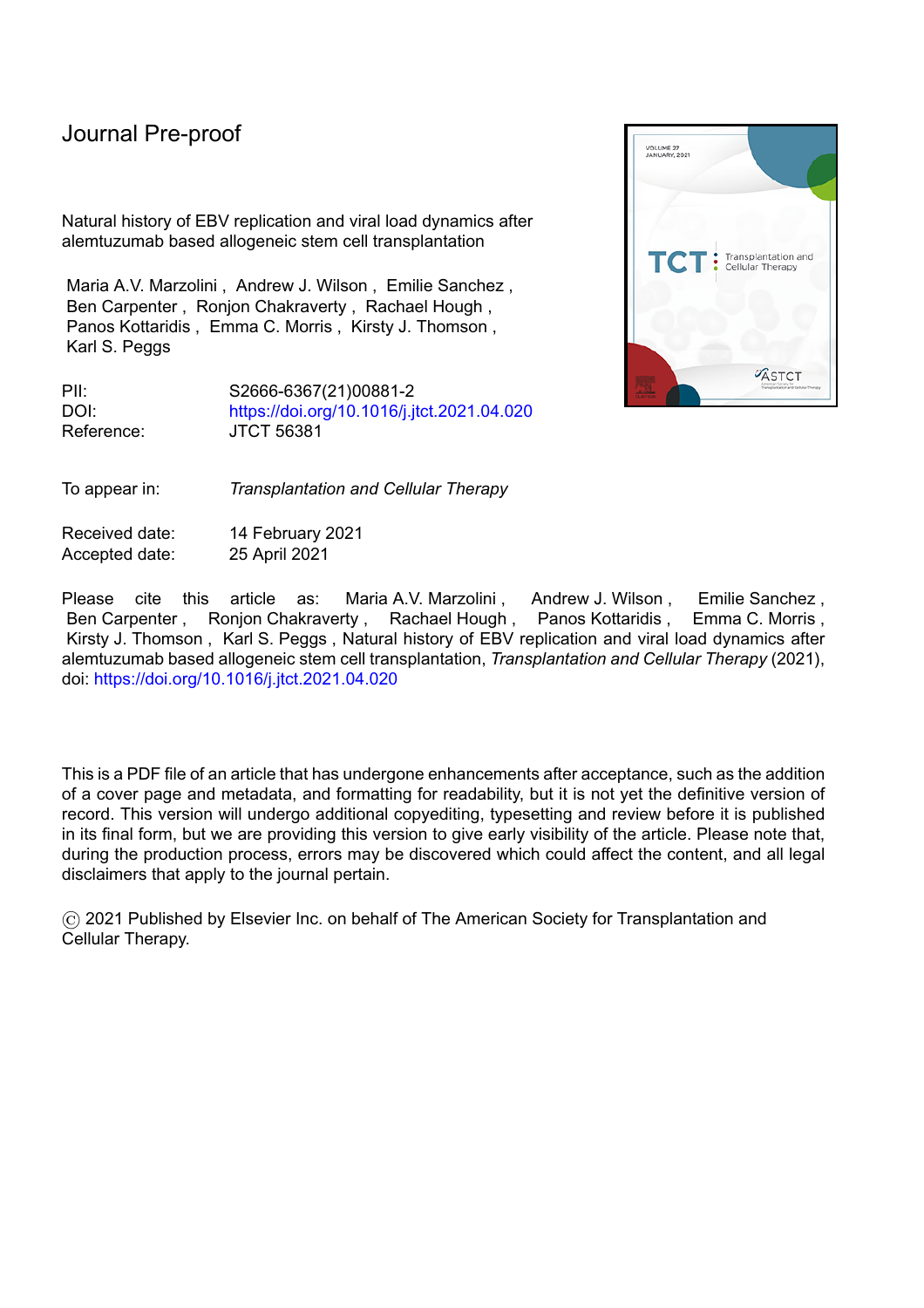Journal Pre-proof

Natural history of EBV replication and viral load dynamics after alemtuzumab based allogeneic stem cell transplantation

Maria A.V. Marzolini , Andrew J. Wilson , Emilie Sanchez , Ben Carpenter , Ronjon Chakraverty , Rachael Hough , Panos Kottaridis , Emma C. Morris , Kirsty J. Thomson , Karl S. Peggs

PII: S2666-6367(21)00881-2
DOI: https://doi.org/10.1016/j.jtct.2021.04.020
Reference: JTCT 56381

To appear in: *Transplantation and Cellular Therapy*

Received date: 14 February 2021
Accepted date: 25 April 2021

Please cite this article as: Maria A.V. Marzolini , Andrew J. Wilson , Emilie Sanchez , Ben Carpenter , Ronjon Chakraverty , Rachael Hough , Panos Kottaridis , Emma C. Morris , Kirsty J. Thomson , Karl S. Peggs , Natural history of EBV replication and viral load dynamics after alemtuzumab based allogeneic stem cell transplantation, *Transplantation and Cellular Therapy* (2021), doi: https://doi.org/10.1016/j.jtct.2021.04.020

This is a PDF file of an article that has undergone enhancements after acceptance, such as the addition of a cover page and metadata, and formatting for readability, but it is not yet the definitive version of record. This version will undergo additional copyediting, typesetting and review before it is published in its final form, but we are providing this version to give early visibility of the article. Please note that, during the production process, errors may be discovered which could affect the content, and all legal disclaimers that apply to the journal pertain.

© 2021 Published by Elsevier Inc. on behalf of The American Society for Transplantation and Cellular Therapy.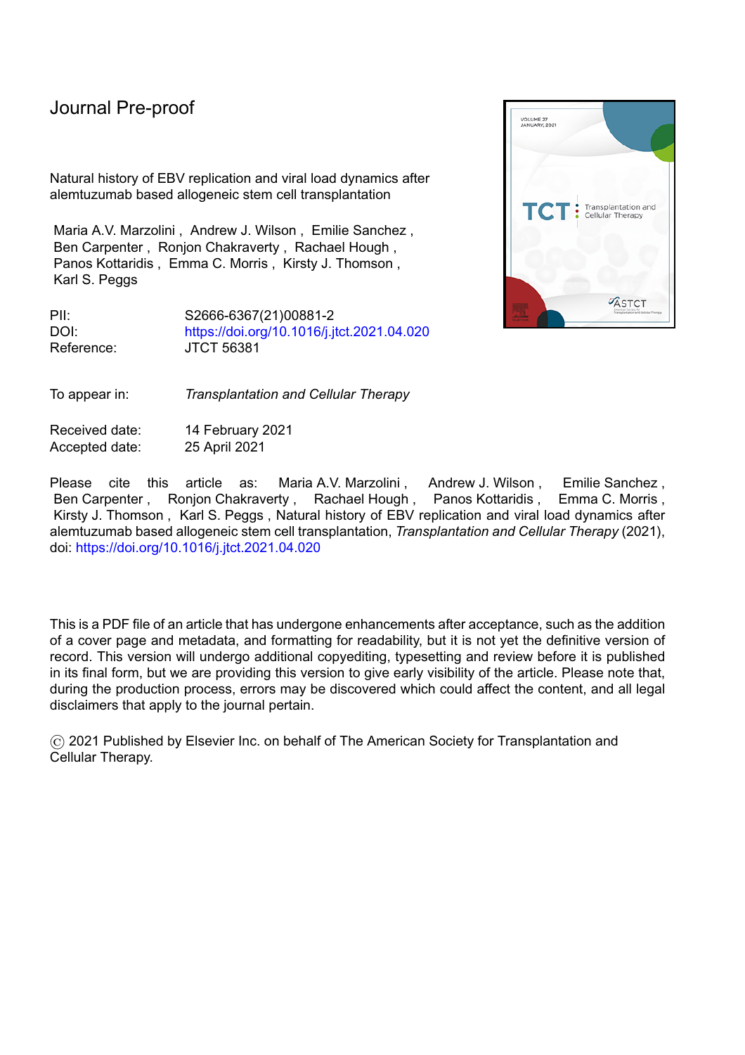# Journal Pre-proof

Natural history of EBV replication and viral load dynamics after alemtuzumab based allogeneic stem cell transplantation

Maria A.V. Marzolini , Andrew J. Wilson , Emilie Sanchez , Ben Carpenter , Ronjon Chakraverty , Rachael Hough , Panos Kottaridis , Emma C. Morris , Kirsty J. Thomson , Karl S. Peggs

PII: S2666-6367(21)00881-2
DOI: https://doi.org/10.1016/j.jtct.2021.04.020
Reference: JTCT 56381

To appear in: *Transplantation and Cellular Therapy*

Received date: 14 February 2021
Accepted date: 25 April 2021

Please cite this article as: Maria A.V. Marzolini , Andrew J. Wilson , Emilie Sanchez , Ben Carpenter , Ronjon Chakraverty , Rachael Hough , Panos Kottaridis , Emma C. Morris , Kirsty J. Thomson , Karl S. Peggs , Natural history of EBV replication and viral load dynamics after alemtuzumab based allogeneic stem cell transplantation, *Transplantation and Cellular Therapy* (2021), doi: https://doi.org/10.1016/j.jtct.2021.04.020

This is a PDF file of an article that has undergone enhancements after acceptance, such as the addition of a cover page and metadata, and formatting for readability, but it is not yet the definitive version of record. This version will undergo additional copyediting, typesetting and review before it is published in its final form, but we are providing this version to give early visibility of the article. Please note that, during the production process, errors may be discovered which could affect the content, and all legal disclaimers that apply to the journal pertain.

© 2021 Published by Elsevier Inc. on behalf of The American Society for Transplantation and Cellular Therapy.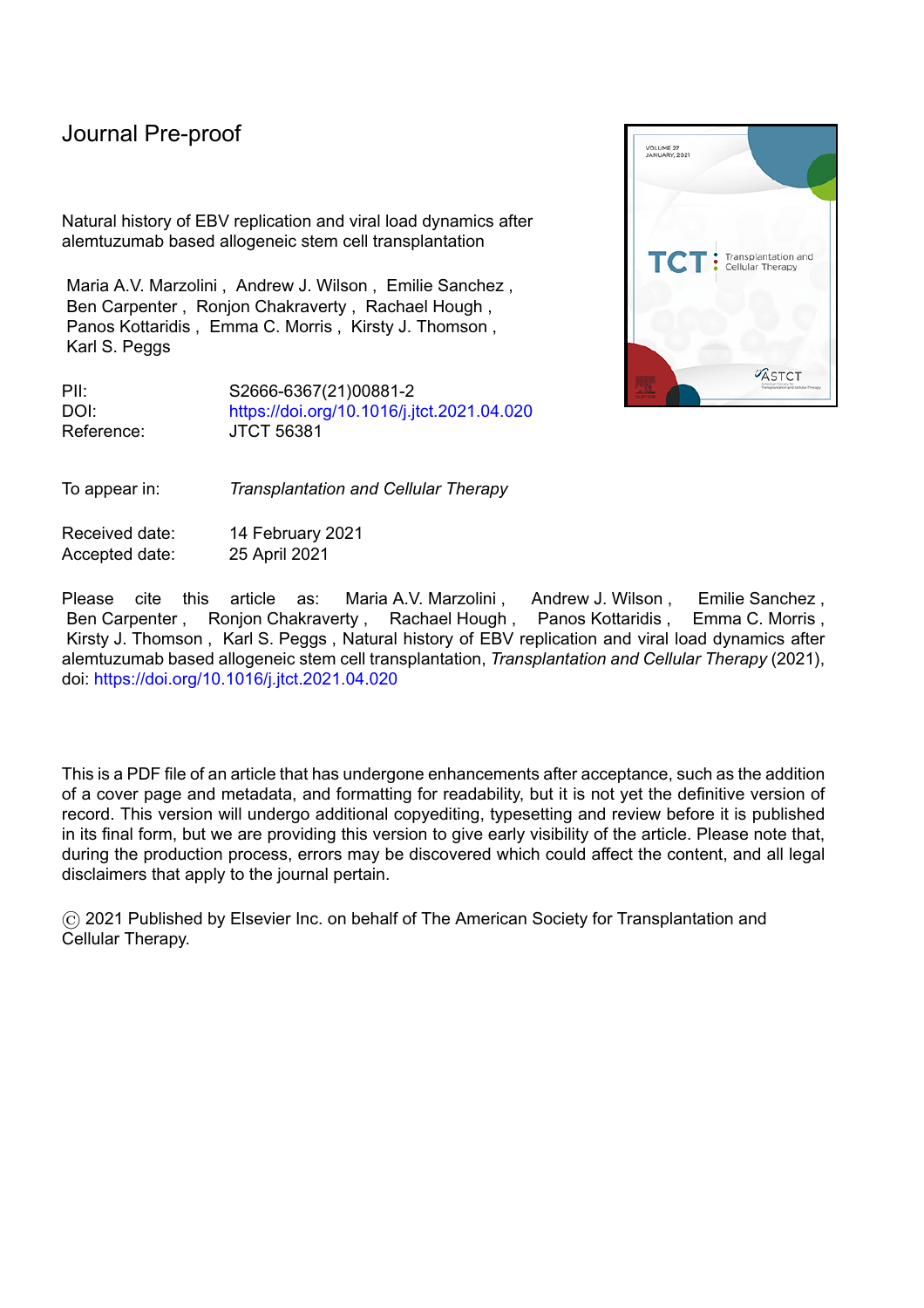# Journal Pre-proof

Natural history of EBV replication and viral load dynamics after alemtuzumab based allogeneic stem cell transplantation

Maria A.V. Marzolini , Andrew J. Wilson , Emilie Sanchez , Ben Carpenter , Ronjon Chakraverty , Rachael Hough , Panos Kottaridis , Emma C. Morris , Kirsty J. Thomson , Karl S. Peggs

PII: S2666-6367(21)00881-2
DOI: https://doi.org/10.1016/j.jtct.2021.04.020
Reference: JTCT 56381

To appear in: *Transplantation and Cellular Therapy*

Received date: 14 February 2021
Accepted date: 25 April 2021

Please cite this article as: Maria A.V. Marzolini , Andrew J. Wilson , Emilie Sanchez , Ben Carpenter , Ronjon Chakraverty , Rachael Hough , Panos Kottaridis , Emma C. Morris , Kirsty J. Thomson , Karl S. Peggs , Natural history of EBV replication and viral load dynamics after alemtuzumab based allogeneic stem cell transplantation, *Transplantation and Cellular Therapy* (2021), doi: https://doi.org/10.1016/j.jtct.2021.04.020

This is a PDF file of an article that has undergone enhancements after acceptance, such as the addition of a cover page and metadata, and formatting for readability, but it is not yet the definitive version of record. This version will undergo additional copyediting, typesetting and review before it is published in its final form, but we are providing this version to give early visibility of the article. Please note that, during the production process, errors may be discovered which could affect the content, and all legal disclaimers that apply to the journal pertain.

© 2021 Published by Elsevier Inc. on behalf of The American Society for Transplantation and Cellular Therapy.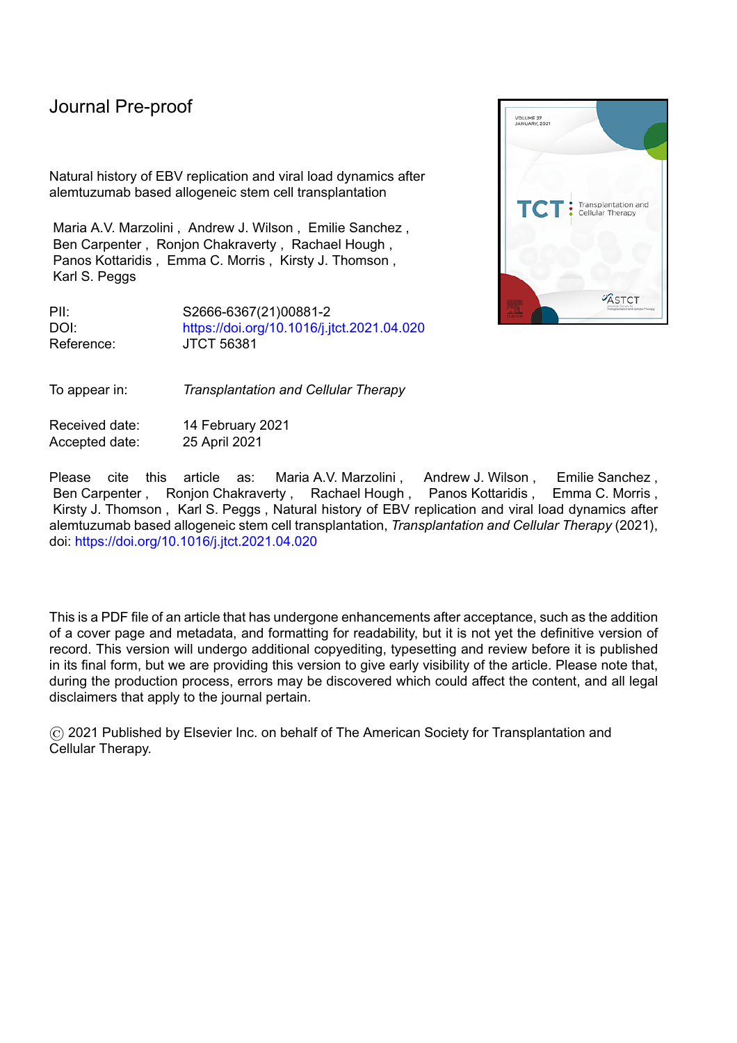Journal Pre-proof

Natural history of EBV replication and viral load dynamics after alemtuzumab based allogeneic stem cell transplantation

Maria A.V. Marzolini , Andrew J. Wilson , Emilie Sanchez , Ben Carpenter , Ronjon Chakraverty , Rachael Hough , Panos Kottaridis , Emma C. Morris , Kirsty J. Thomson , Karl S. Peggs

| | |
|---|---|
| PII: | S2666-6367(21)00881-2 |
| DOI: | https://doi.org/10.1016/j.jtct.2021.04.020 |
| Reference: | JTCT 56381 |

| | |
|---|---|
| To appear in: | *Transplantation and Cellular Therapy* |

| | |
|---|---|
| Received date: | 14 February 2021 |
| Accepted date: | 25 April 2021 |

Please cite this article as: Maria A.V. Marzolini , Andrew J. Wilson , Emilie Sanchez , Ben Carpenter , Ronjon Chakraverty , Rachael Hough , Panos Kottaridis , Emma C. Morris , Kirsty J. Thomson , Karl S. Peggs , Natural history of EBV replication and viral load dynamics after alemtuzumab based allogeneic stem cell transplantation, *Transplantation and Cellular Therapy* (2021), doi: https://doi.org/10.1016/j.jtct.2021.04.020

This is a PDF file of an article that has undergone enhancements after acceptance, such as the addition of a cover page and metadata, and formatting for readability, but it is not yet the definitive version of record. This version will undergo additional copyediting, typesetting and review before it is published in its final form, but we are providing this version to give early visibility of the article. Please note that, during the production process, errors may be discovered which could affect the content, and all legal disclaimers that apply to the journal pertain.

© 2021 Published by Elsevier Inc. on behalf of The American Society for Transplantation and Cellular Therapy.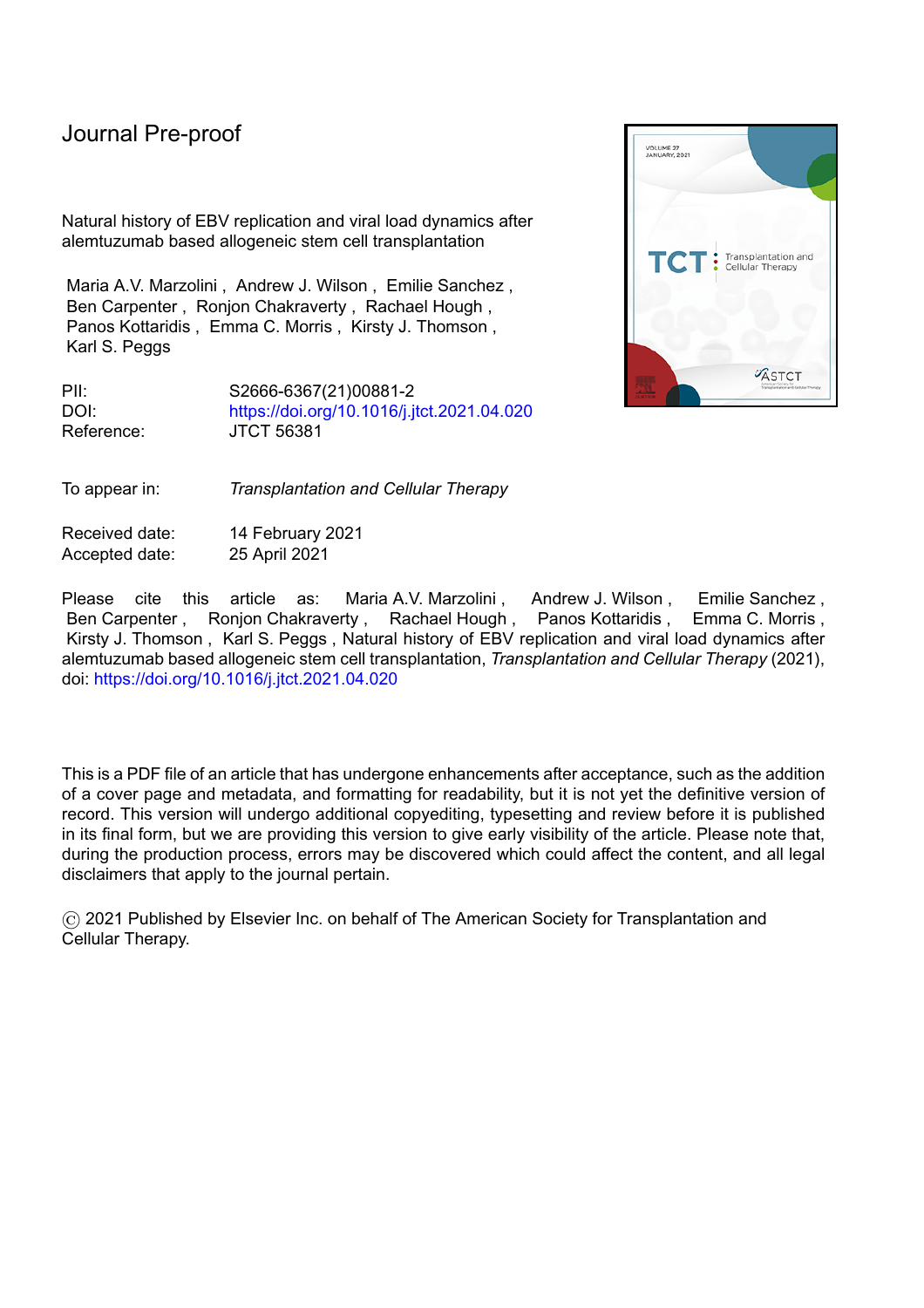Journal Pre-proof

Natural history of EBV replication and viral load dynamics after alemtuzumab based allogeneic stem cell transplantation

Maria A.V. Marzolini , Andrew J. Wilson , Emilie Sanchez , Ben Carpenter , Ronjon Chakraverty , Rachael Hough , Panos Kottaridis , Emma C. Morris , Kirsty J. Thomson , Karl S. Peggs

| | |
|---|---|
| PII: | S2666-6367(21)00881-2 |
| DOI: | https://doi.org/10.1016/j.jtct.2021.04.020 |
| Reference: | JTCT 56381 |

| | |
|---|---|
| To appear in: | *Transplantation and Cellular Therapy* |

| | |
|---|---|
| Received date: | 14 February 2021 |
| Accepted date: | 25 April 2021 |

Please cite this article as: Maria A.V. Marzolini , Andrew J. Wilson , Emilie Sanchez , Ben Carpenter , Ronjon Chakraverty , Rachael Hough , Panos Kottaridis , Emma C. Morris , Kirsty J. Thomson , Karl S. Peggs , Natural history of EBV replication and viral load dynamics after alemtuzumab based allogeneic stem cell transplantation, *Transplantation and Cellular Therapy* (2021), doi: https://doi.org/10.1016/j.jtct.2021.04.020

This is a PDF file of an article that has undergone enhancements after acceptance, such as the addition of a cover page and metadata, and formatting for readability, but it is not yet the definitive version of record. This version will undergo additional copyediting, typesetting and review before it is published in its final form, but we are providing this version to give early visibility of the article. Please note that, during the production process, errors may be discovered which could affect the content, and all legal disclaimers that apply to the journal pertain.

© 2021 Published by Elsevier Inc. on behalf of The American Society for Transplantation and Cellular Therapy.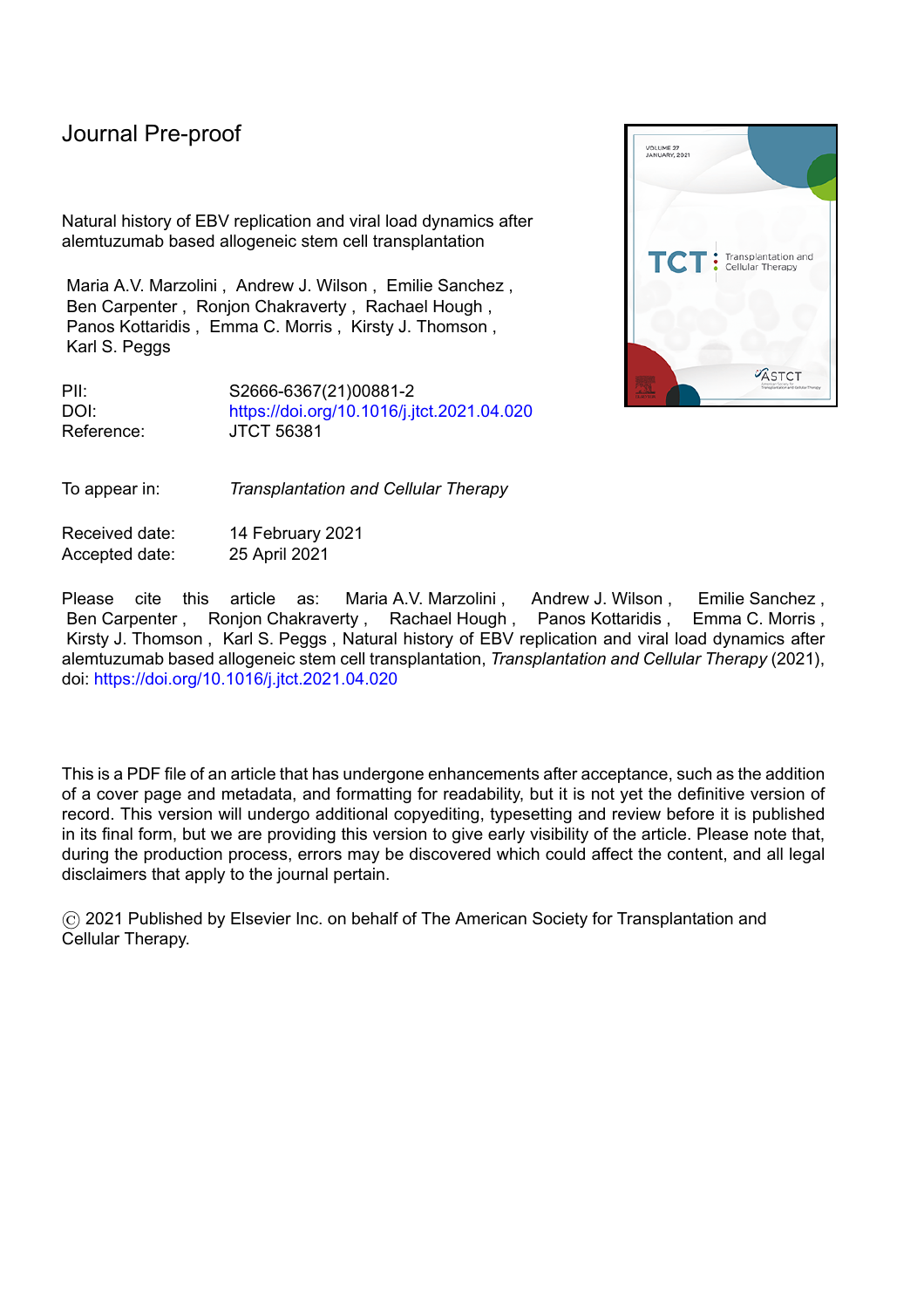# Journal Pre-proof

Natural history of EBV replication and viral load dynamics after alemtuzumab based allogeneic stem cell transplantation

Maria A.V. Marzolini , Andrew J. Wilson , Emilie Sanchez , Ben Carpenter , Ronjon Chakraverty , Rachael Hough , Panos Kottaridis , Emma C. Morris , Kirsty J. Thomson , Karl S. Peggs

PII: S2666-6367(21)00881-2
DOI: https://doi.org/10.1016/j.jtct.2021.04.020
Reference: JTCT 56381

To appear in: *Transplantation and Cellular Therapy*

Received date: 14 February 2021
Accepted date: 25 April 2021

Please cite this article as: Maria A.V. Marzolini , Andrew J. Wilson , Emilie Sanchez , Ben Carpenter , Ronjon Chakraverty , Rachael Hough , Panos Kottaridis , Emma C. Morris , Kirsty J. Thomson , Karl S. Peggs , Natural history of EBV replication and viral load dynamics after alemtuzumab based allogeneic stem cell transplantation, *Transplantation and Cellular Therapy* (2021), doi: https://doi.org/10.1016/j.jtct.2021.04.020

This is a PDF file of an article that has undergone enhancements after acceptance, such as the addition of a cover page and metadata, and formatting for readability, but it is not yet the definitive version of record. This version will undergo additional copyediting, typesetting and review before it is published in its final form, but we are providing this version to give early visibility of the article. Please note that, during the production process, errors may be discovered which could affect the content, and all legal disclaimers that apply to the journal pertain.

© 2021 Published by Elsevier Inc. on behalf of The American Society for Transplantation and Cellular Therapy.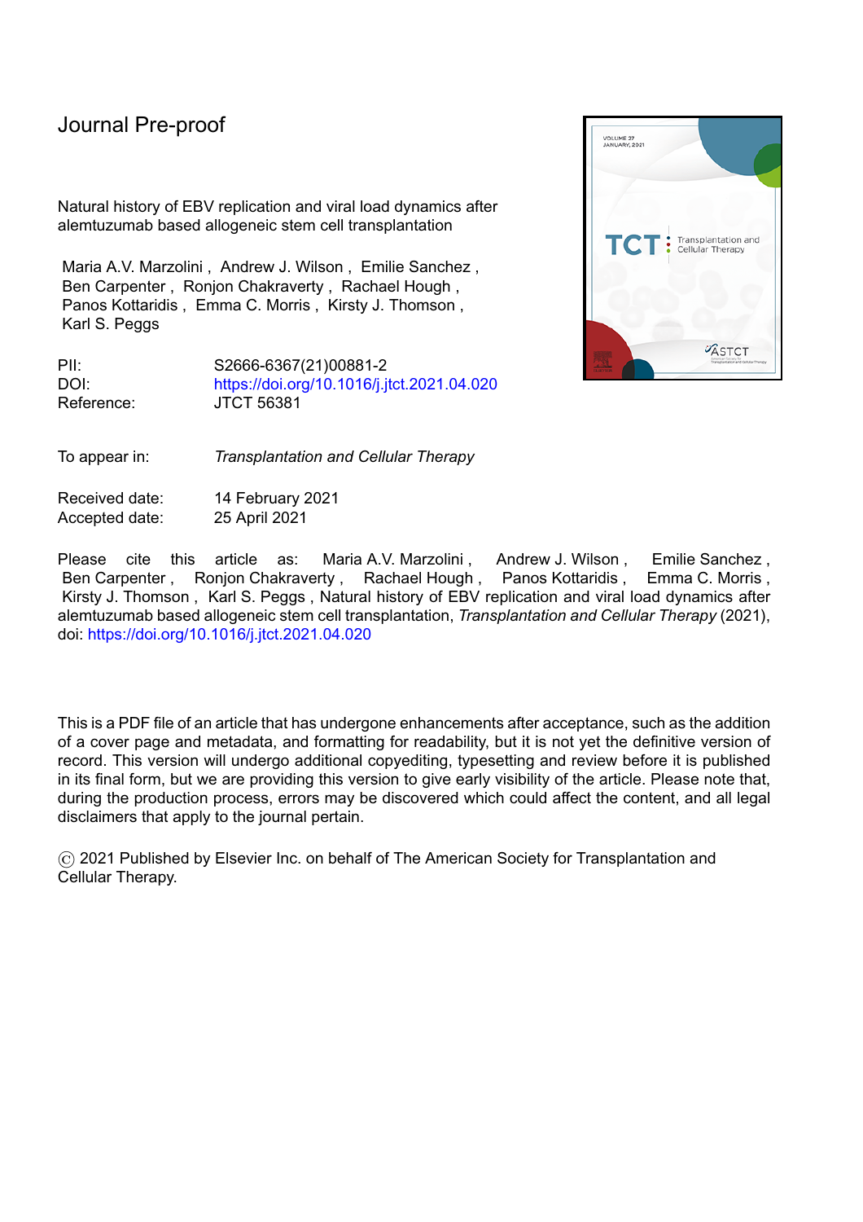Journal Pre-proof

Natural history of EBV replication and viral load dynamics after alemtuzumab based allogeneic stem cell transplantation

Maria A.V. Marzolini , Andrew J. Wilson , Emilie Sanchez , Ben Carpenter , Ronjon Chakraverty , Rachael Hough , Panos Kottaridis , Emma C. Morris , Kirsty J. Thomson , Karl S. Peggs

PII: S2666-6367(21)00881-2
DOI: https://doi.org/10.1016/j.jtct.2021.04.020
Reference: JTCT 56381

To appear in: *Transplantation and Cellular Therapy*

Received date: 14 February 2021
Accepted date: 25 April 2021

Please cite this article as: Maria A.V. Marzolini , Andrew J. Wilson , Emilie Sanchez , Ben Carpenter , Ronjon Chakraverty , Rachael Hough , Panos Kottaridis , Emma C. Morris , Kirsty J. Thomson , Karl S. Peggs , Natural history of EBV replication and viral load dynamics after alemtuzumab based allogeneic stem cell transplantation, *Transplantation and Cellular Therapy* (2021), doi: https://doi.org/10.1016/j.jtct.2021.04.020

This is a PDF file of an article that has undergone enhancements after acceptance, such as the addition of a cover page and metadata, and formatting for readability, but it is not yet the definitive version of record. This version will undergo additional copyediting, typesetting and review before it is published in its final form, but we are providing this version to give early visibility of the article. Please note that, during the production process, errors may be discovered which could affect the content, and all legal disclaimers that apply to the journal pertain.

© 2021 Published by Elsevier Inc. on behalf of The American Society for Transplantation and Cellular Therapy.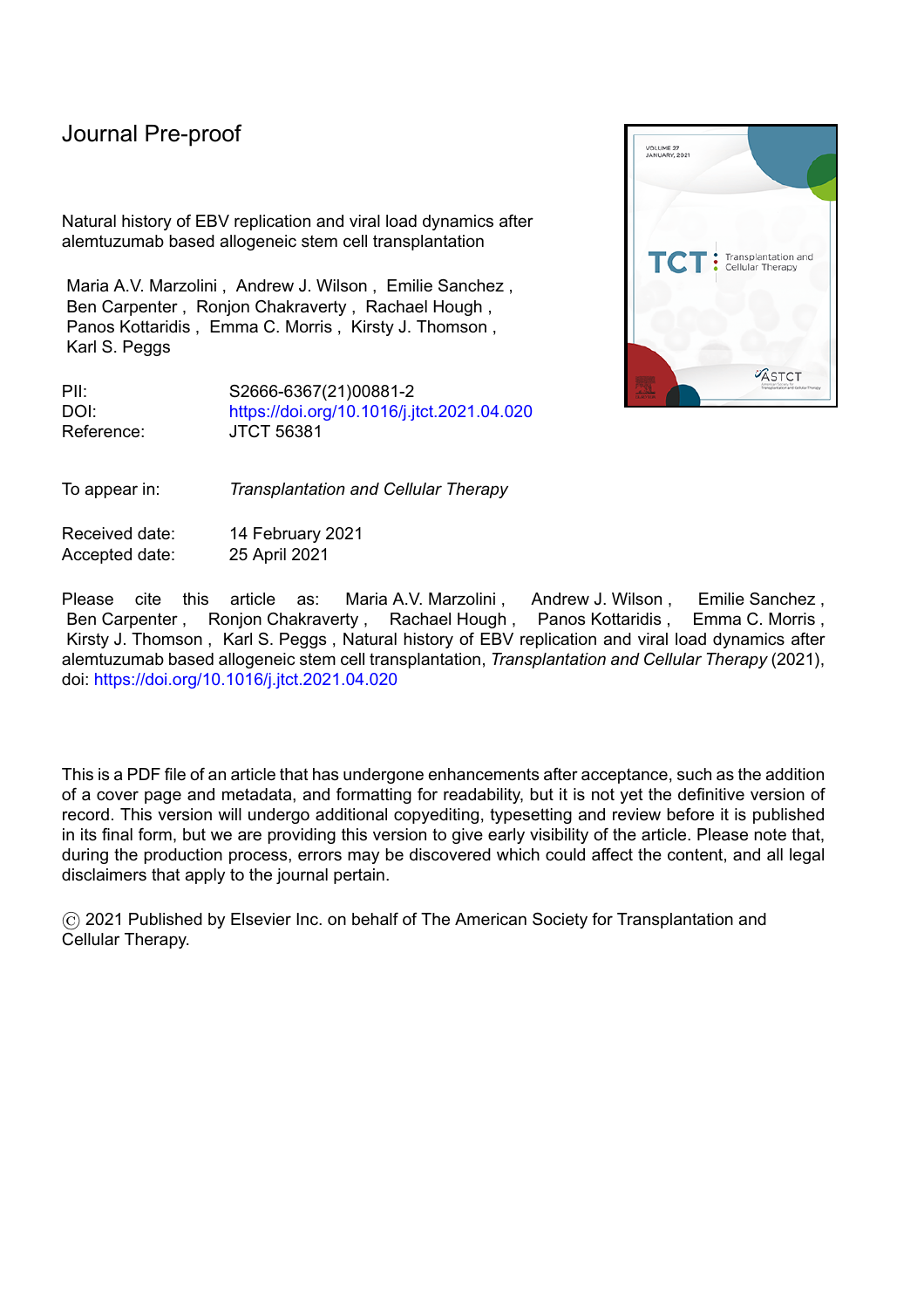Journal Pre-proof

Natural history of EBV replication and viral load dynamics after alemtuzumab based allogeneic stem cell transplantation

Maria A.V. Marzolini , Andrew J. Wilson , Emilie Sanchez , Ben Carpenter , Ronjon Chakraverty , Rachael Hough , Panos Kottaridis , Emma C. Morris , Kirsty J. Thomson , Karl S. Peggs

| | |
|---|---|
| PII: | S2666-6367(21)00881-2 |
| DOI: | https://doi.org/10.1016/j.jtct.2021.04.020 |
| Reference: | JTCT 56381 |

| | |
|---|---|
| To appear in: | *Transplantation and Cellular Therapy* |

| | |
|---|---|
| Received date: | 14 February 2021 |
| Accepted date: | 25 April 2021 |

Please cite this article as: Maria A.V. Marzolini , Andrew J. Wilson , Emilie Sanchez , Ben Carpenter , Ronjon Chakraverty , Rachael Hough , Panos Kottaridis , Emma C. Morris , Kirsty J. Thomson , Karl S. Peggs , Natural history of EBV replication and viral load dynamics after alemtuzumab based allogeneic stem cell transplantation, *Transplantation and Cellular Therapy* (2021), doi: https://doi.org/10.1016/j.jtct.2021.04.020

This is a PDF file of an article that has undergone enhancements after acceptance, such as the addition of a cover page and metadata, and formatting for readability, but it is not yet the definitive version of record. This version will undergo additional copyediting, typesetting and review before it is published in its final form, but we are providing this version to give early visibility of the article. Please note that, during the production process, errors may be discovered which could affect the content, and all legal disclaimers that apply to the journal pertain.

© 2021 Published by Elsevier Inc. on behalf of The American Society for Transplantation and Cellular Therapy.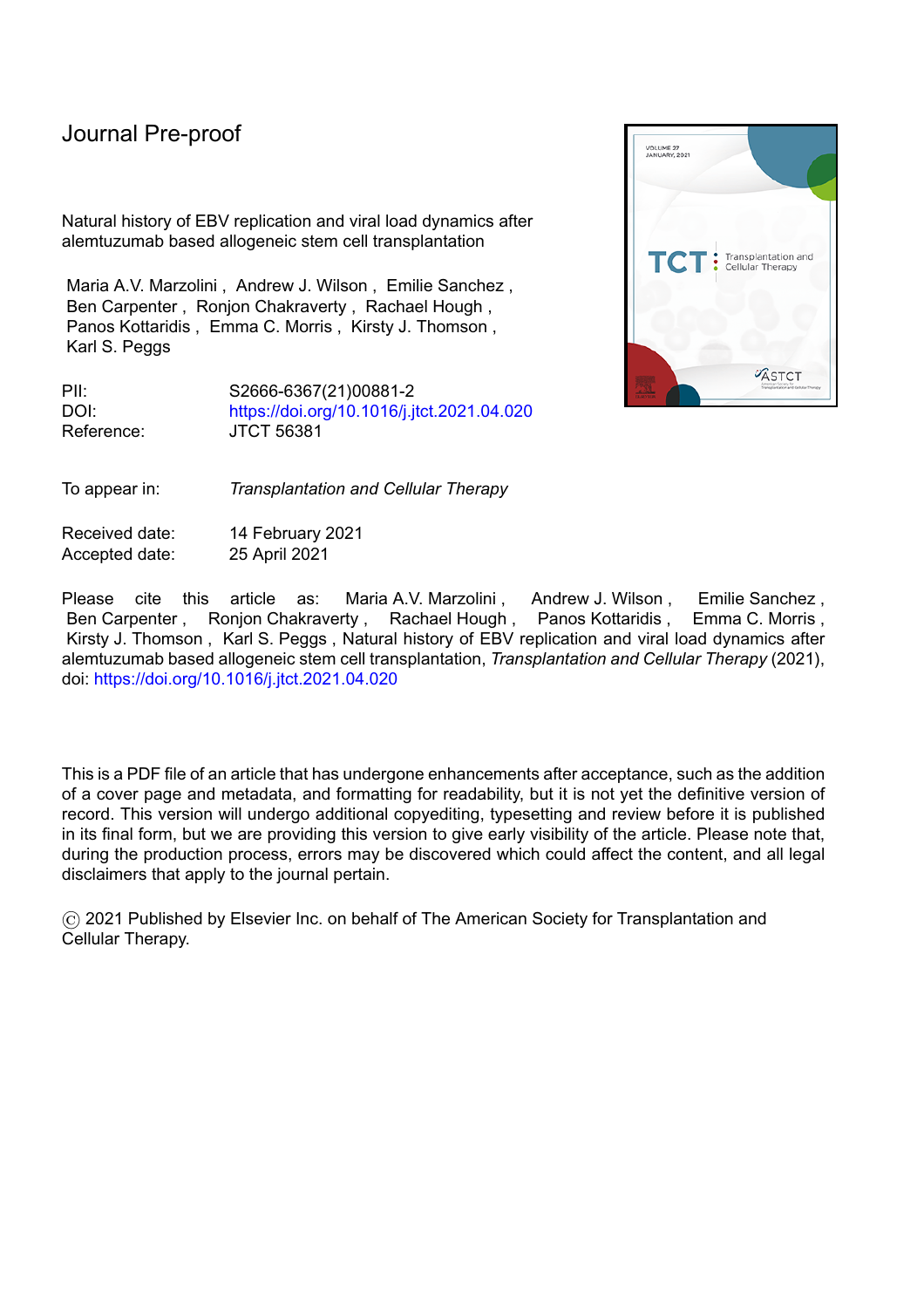Journal Pre-proof

Natural history of EBV replication and viral load dynamics after alemtuzumab based allogeneic stem cell transplantation

Maria A.V. Marzolini , Andrew J. Wilson , Emilie Sanchez , Ben Carpenter , Ronjon Chakraverty , Rachael Hough , Panos Kottaridis , Emma C. Morris , Kirsty J. Thomson , Karl S. Peggs

PII: S2666-6367(21)00881-2
DOI: https://doi.org/10.1016/j.jtct.2021.04.020
Reference: JTCT 56381

To appear in: *Transplantation and Cellular Therapy*

Received date: 14 February 2021
Accepted date: 25 April 2021

Please cite this article as: Maria A.V. Marzolini , Andrew J. Wilson , Emilie Sanchez , Ben Carpenter , Ronjon Chakraverty , Rachael Hough , Panos Kottaridis , Emma C. Morris , Kirsty J. Thomson , Karl S. Peggs , Natural history of EBV replication and viral load dynamics after alemtuzumab based allogeneic stem cell transplantation, *Transplantation and Cellular Therapy* (2021), doi: https://doi.org/10.1016/j.jtct.2021.04.020

This is a PDF file of an article that has undergone enhancements after acceptance, such as the addition of a cover page and metadata, and formatting for readability, but it is not yet the definitive version of record. This version will undergo additional copyediting, typesetting and review before it is published in its final form, but we are providing this version to give early visibility of the article. Please note that, during the production process, errors may be discovered which could affect the content, and all legal disclaimers that apply to the journal pertain.

© 2021 Published by Elsevier Inc. on behalf of The American Society for Transplantation and Cellular Therapy.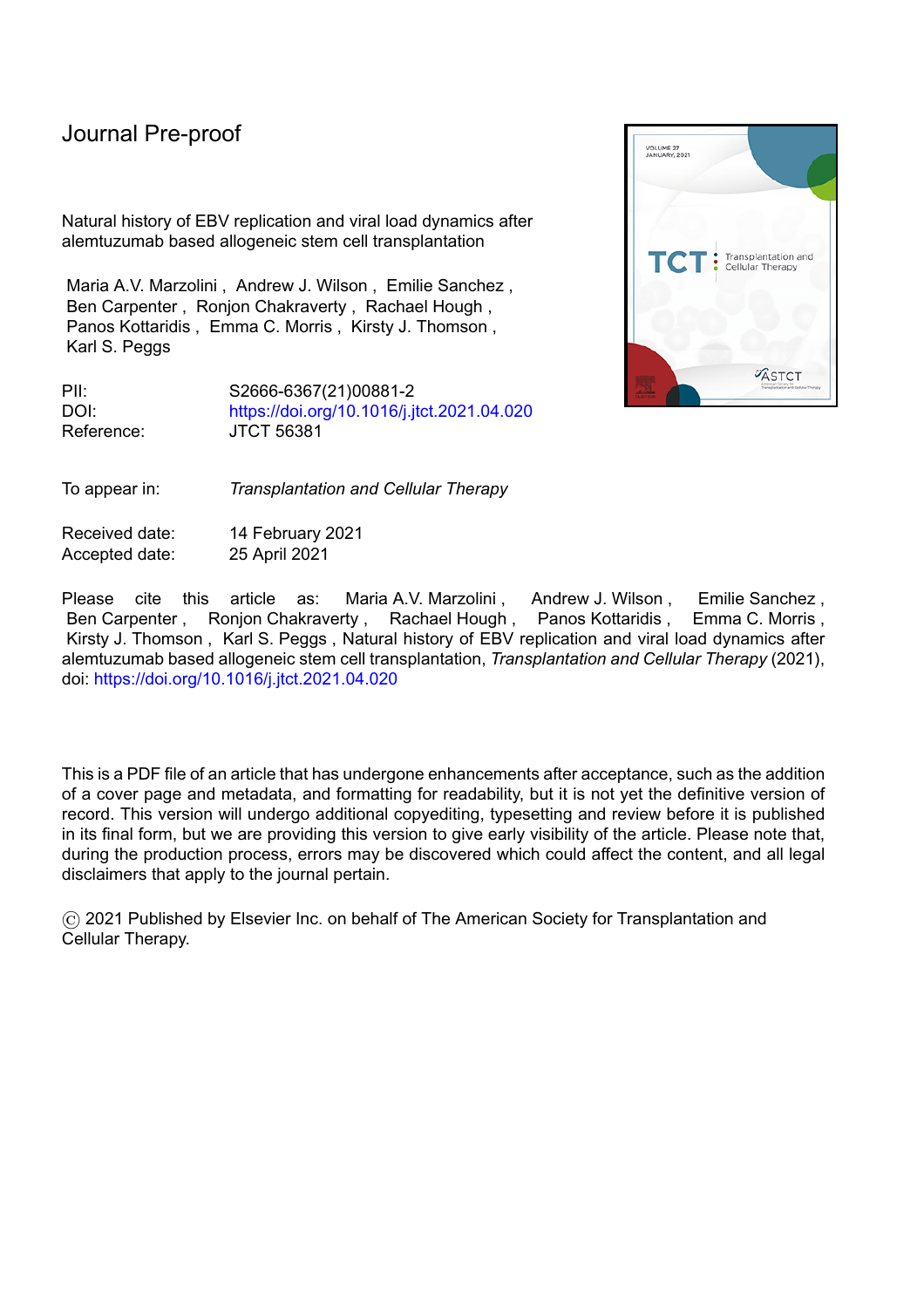Journal Pre-proof

Natural history of EBV replication and viral load dynamics after alemtuzumab based allogeneic stem cell transplantation

Maria A.V. Marzolini , Andrew J. Wilson , Emilie Sanchez , Ben Carpenter , Ronjon Chakraverty , Rachael Hough , Panos Kottaridis , Emma C. Morris , Kirsty J. Thomson , Karl S. Peggs

| | |
|---|---|
| PII: | S2666-6367(21)00881-2 |
| DOI: | https://doi.org/10.1016/j.jtct.2021.04.020 |
| Reference: | JTCT 56381 |

| | |
|---|---|
| To appear in: | *Transplantation and Cellular Therapy* |

| | |
|---|---|
| Received date: | 14 February 2021 |
| Accepted date: | 25 April 2021 |

Please cite this article as: Maria A.V. Marzolini , Andrew J. Wilson , Emilie Sanchez , Ben Carpenter , Ronjon Chakraverty , Rachael Hough , Panos Kottaridis , Emma C. Morris , Kirsty J. Thomson , Karl S. Peggs , Natural history of EBV replication and viral load dynamics after alemtuzumab based allogeneic stem cell transplantation, *Transplantation and Cellular Therapy* (2021), doi: https://doi.org/10.1016/j.jtct.2021.04.020

This is a PDF file of an article that has undergone enhancements after acceptance, such as the addition of a cover page and metadata, and formatting for readability, but it is not yet the definitive version of record. This version will undergo additional copyediting, typesetting and review before it is published in its final form, but we are providing this version to give early visibility of the article. Please note that, during the production process, errors may be discovered which could affect the content, and all legal disclaimers that apply to the journal pertain.

© 2021 Published by Elsevier Inc. on behalf of The American Society for Transplantation and Cellular Therapy.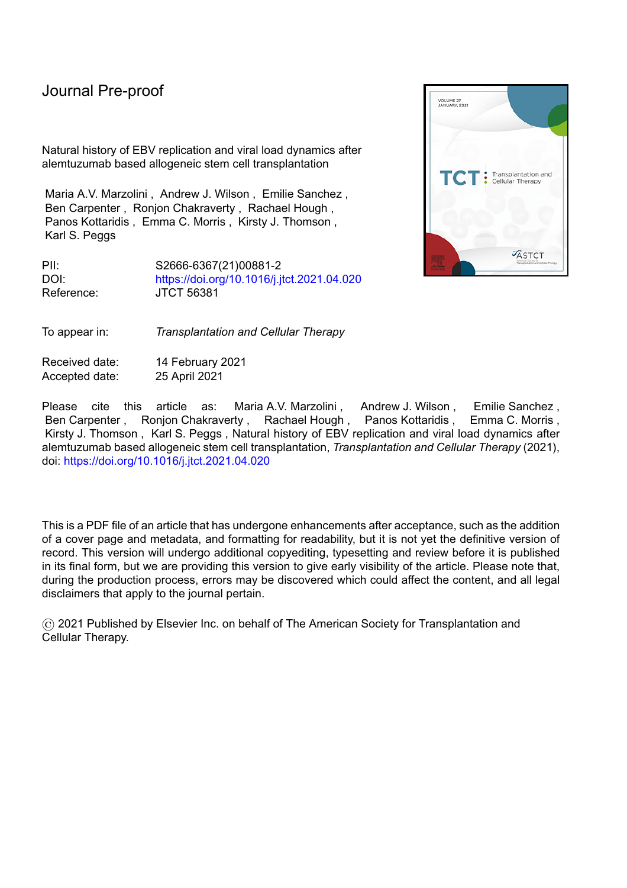Journal Pre-proof

Natural history of EBV replication and viral load dynamics after alemtuzumab based allogeneic stem cell transplantation

Maria A.V. Marzolini , Andrew J. Wilson , Emilie Sanchez , Ben Carpenter , Ronjon Chakraverty , Rachael Hough , Panos Kottaridis , Emma C. Morris , Kirsty J. Thomson , Karl S. Peggs

PII: S2666-6367(21)00881-2
DOI: https://doi.org/10.1016/j.jtct.2021.04.020
Reference: JTCT 56381

To appear in: *Transplantation and Cellular Therapy*

Received date: 14 February 2021
Accepted date: 25 April 2021

Please cite this article as: Maria A.V. Marzolini , Andrew J. Wilson , Emilie Sanchez , Ben Carpenter , Ronjon Chakraverty , Rachael Hough , Panos Kottaridis , Emma C. Morris , Kirsty J. Thomson , Karl S. Peggs , Natural history of EBV replication and viral load dynamics after alemtuzumab based allogeneic stem cell transplantation, *Transplantation and Cellular Therapy* (2021), doi: https://doi.org/10.1016/j.jtct.2021.04.020

This is a PDF file of an article that has undergone enhancements after acceptance, such as the addition of a cover page and metadata, and formatting for readability, but it is not yet the definitive version of record. This version will undergo additional copyediting, typesetting and review before it is published in its final form, but we are providing this version to give early visibility of the article. Please note that, during the production process, errors may be discovered which could affect the content, and all legal disclaimers that apply to the journal pertain.

© 2021 Published by Elsevier Inc. on behalf of The American Society for Transplantation and Cellular Therapy.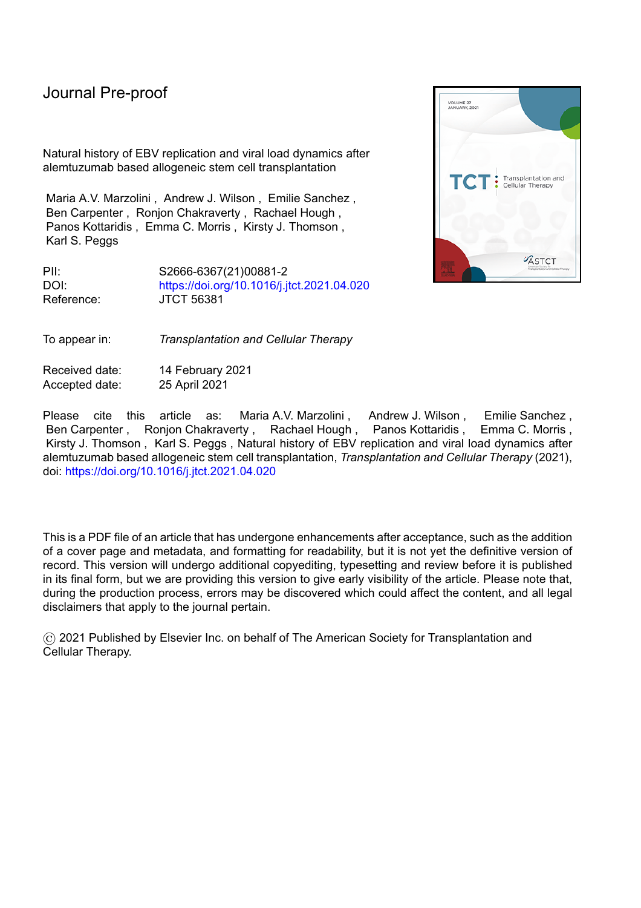Journal Pre-proof

Natural history of EBV replication and viral load dynamics after alemtuzumab based allogeneic stem cell transplantation

Maria A.V. Marzolini , Andrew J. Wilson , Emilie Sanchez , Ben Carpenter , Ronjon Chakraverty , Rachael Hough , Panos Kottaridis , Emma C. Morris , Kirsty J. Thomson , Karl S. Peggs

PII: S2666-6367(21)00881-2
DOI: https://doi.org/10.1016/j.jtct.2021.04.020
Reference: JTCT 56381

To appear in: *Transplantation and Cellular Therapy*

Received date: 14 February 2021
Accepted date: 25 April 2021

Please cite this article as: Maria A.V. Marzolini , Andrew J. Wilson , Emilie Sanchez , Ben Carpenter , Ronjon Chakraverty , Rachael Hough , Panos Kottaridis , Emma C. Morris , Kirsty J. Thomson , Karl S. Peggs , Natural history of EBV replication and viral load dynamics after alemtuzumab based allogeneic stem cell transplantation, *Transplantation and Cellular Therapy* (2021), doi: https://doi.org/10.1016/j.jtct.2021.04.020

This is a PDF file of an article that has undergone enhancements after acceptance, such as the addition of a cover page and metadata, and formatting for readability, but it is not yet the definitive version of record. This version will undergo additional copyediting, typesetting and review before it is published in its final form, but we are providing this version to give early visibility of the article. Please note that, during the production process, errors may be discovered which could affect the content, and all legal disclaimers that apply to the journal pertain.

© 2021 Published by Elsevier Inc. on behalf of The American Society for Transplantation and Cellular Therapy.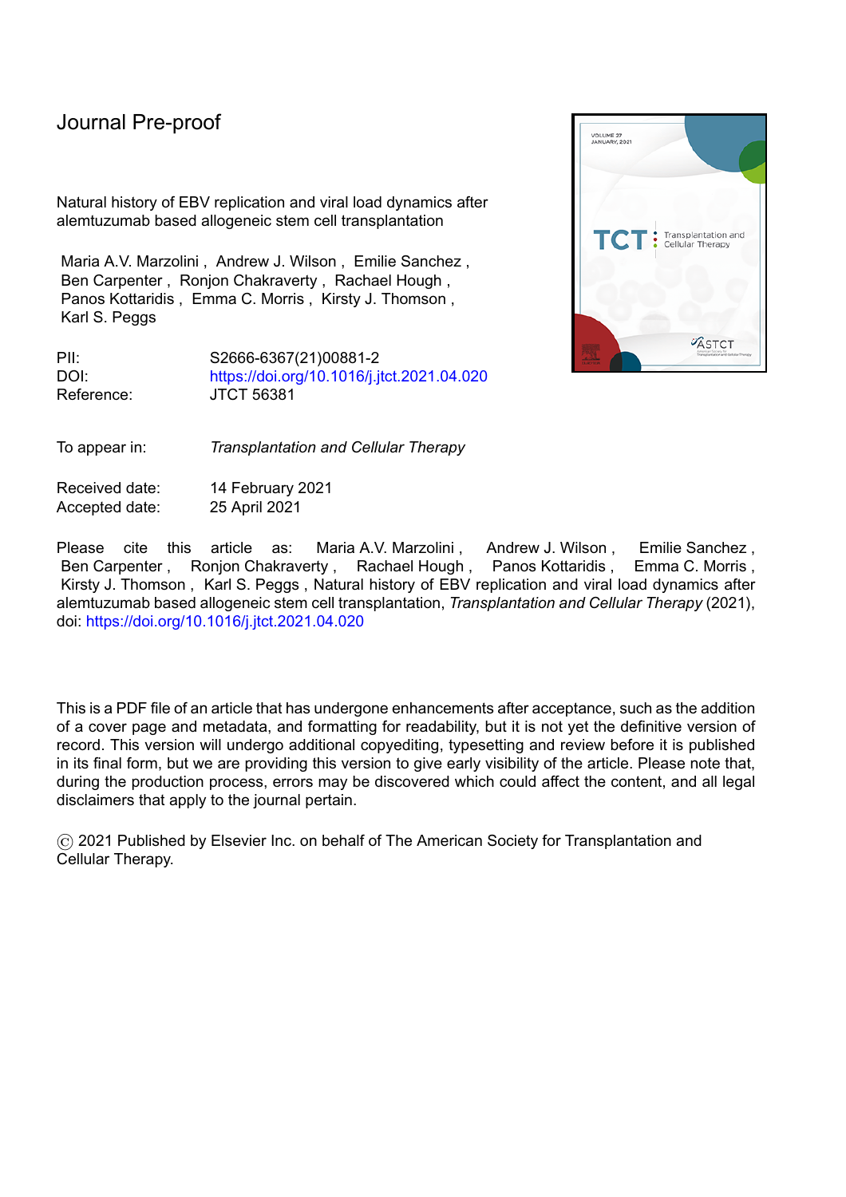Journal Pre-proof

Natural history of EBV replication and viral load dynamics after alemtuzumab based allogeneic stem cell transplantation

Maria A.V. Marzolini , Andrew J. Wilson , Emilie Sanchez , Ben Carpenter , Ronjon Chakraverty , Rachael Hough , Panos Kottaridis , Emma C. Morris , Kirsty J. Thomson , Karl S. Peggs

| | |
|---|---|
| PII: | S2666-6367(21)00881-2 |
| DOI: | https://doi.org/10.1016/j.jtct.2021.04.020 |
| Reference: | JTCT 56381 |

| | |
|---|---|
| To appear in: | *Transplantation and Cellular Therapy* |

| | |
|---|---|
| Received date: | 14 February 2021 |
| Accepted date: | 25 April 2021 |

Please cite this article as: Maria A.V. Marzolini , Andrew J. Wilson , Emilie Sanchez , Ben Carpenter , Ronjon Chakraverty , Rachael Hough , Panos Kottaridis , Emma C. Morris , Kirsty J. Thomson , Karl S. Peggs , Natural history of EBV replication and viral load dynamics after alemtuzumab based allogeneic stem cell transplantation, *Transplantation and Cellular Therapy* (2021), doi: https://doi.org/10.1016/j.jtct.2021.04.020

This is a PDF file of an article that has undergone enhancements after acceptance, such as the addition of a cover page and metadata, and formatting for readability, but it is not yet the definitive version of record. This version will undergo additional copyediting, typesetting and review before it is published in its final form, but we are providing this version to give early visibility of the article. Please note that, during the production process, errors may be discovered which could affect the content, and all legal disclaimers that apply to the journal pertain.

© 2021 Published by Elsevier Inc. on behalf of The American Society for Transplantation and Cellular Therapy.